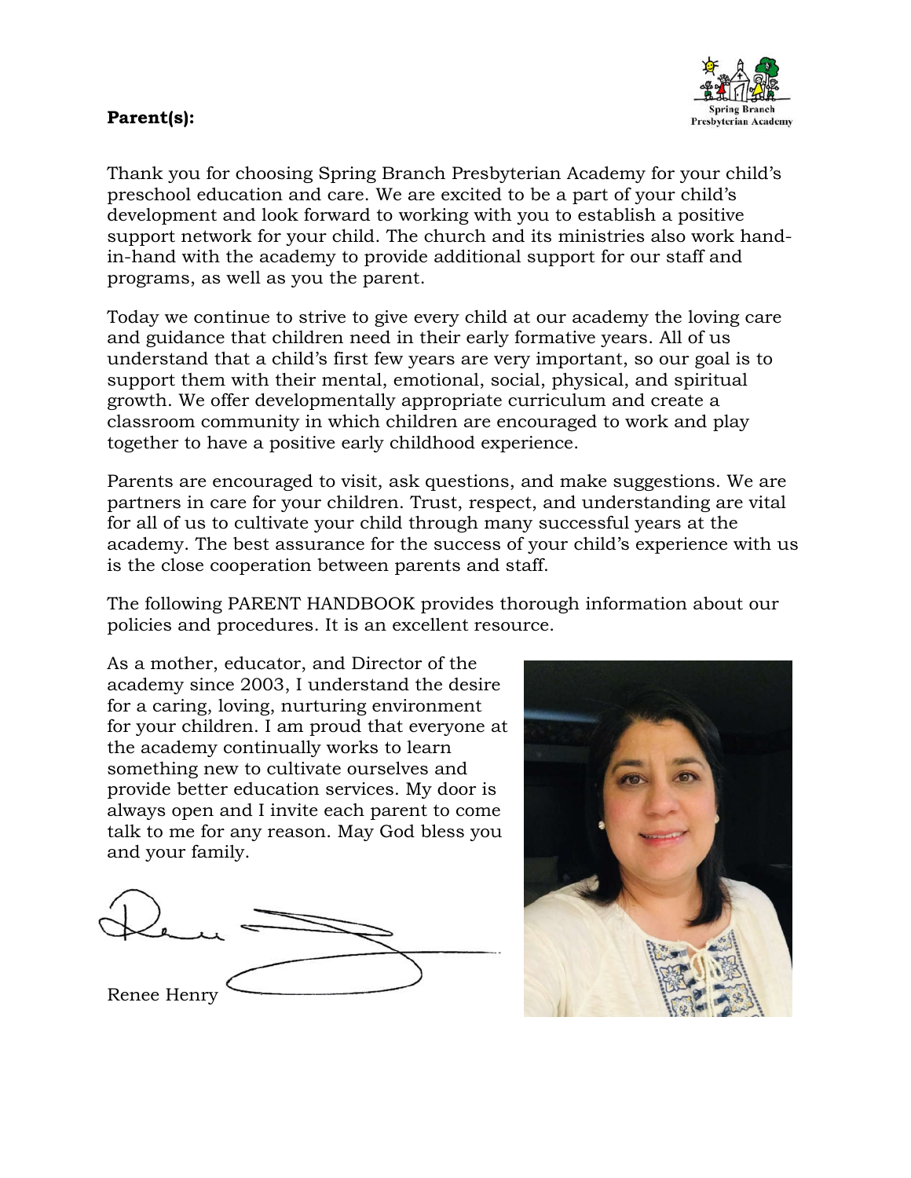**Parent(s):**

Thank you for choosing Spring Branch Presbyterian Academy for your child's preschool education and care. We are excited to be a part of your child's development and look forward to working with you to establish a positive support network for your child. The church and its ministries also work hand-in-hand with the academy to provide additional support for our staff and programs, as well as you the parent.

Today we continue to strive to give every child at our academy the loving care and guidance that children need in their early formative years. All of us understand that a child's first few years are very important, so our goal is to support them with their mental, emotional, social, physical, and spiritual growth. We offer developmentally appropriate curriculum and create a classroom community in which children are encouraged to work and play together to have a positive early childhood experience.

Parents are encouraged to visit, ask questions, and make suggestions. We are partners in care for your children. Trust, respect, and understanding are vital for all of us to cultivate your child through many successful years at the academy. The best assurance for the success of your child's experience with us is the close cooperation between parents and staff.

The following PARENT HANDBOOK provides thorough information about our policies and procedures. It is an excellent resource.

As a mother, educator, and Director of the academy since 2003, I understand the desire for a caring, loving, nurturing environment for your children. I am proud that everyone at the academy continually works to learn something new to cultivate ourselves and provide better education services. My door is always open and I invite each parent to come talk to me for any reason. May God bless you and your family.

Renee Henry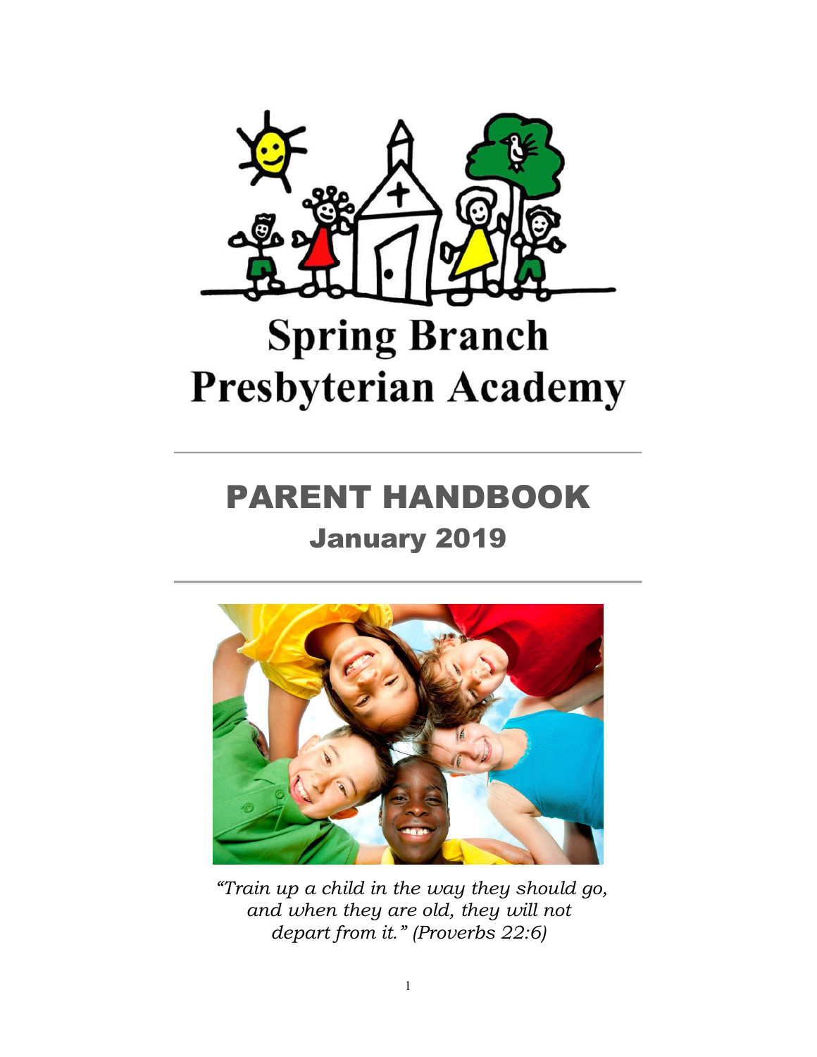# Spring Branch Presbyterian Academy

---

# PARENT HANDBOOK

## January 2019

---

*"Train up a child in the way they should go, and when they are old, they will not depart from it." (Proverbs 22:6)*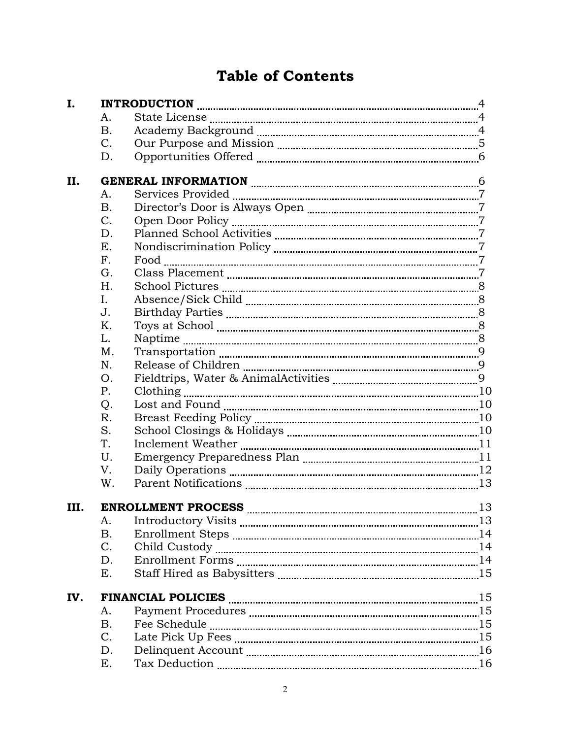# Table of Contents

**I. INTRODUCTION** ..... 4
- A. State License ..... 4
- B. Academy Background ..... 4
- C. Our Purpose and Mission ..... 5
- D. Opportunities Offered ..... 6

**II. GENERAL INFORMATION** ..... 6
- A. Services Provided ..... 7
- B. Director's Door is Always Open ..... 7
- C. Open Door Policy ..... 7
- D. Planned School Activities ..... 7
- E. Nondiscrimination Policy ..... 7
- F. Food ..... 7
- G. Class Placement ..... 7
- H. School Pictures ..... 8
- I. Absence/Sick Child ..... 8
- J. Birthday Parties ..... 8
- K. Toys at School ..... 8
- L. Naptime ..... 8
- M. Transportation ..... 9
- N. Release of Children ..... 9
- O. Fieldtrips, Water & AnimalActivities ..... 9
- P. Clothing ..... 10
- Q. Lost and Found ..... 10
- R. Breast Feeding Policy ..... 10
- S. School Closings & Holidays ..... 10
- T. Inclement Weather ..... 11
- U. Emergency Preparedness Plan ..... 11
- V. Daily Operations ..... 12
- W. Parent Notifications ..... 13

**III. ENROLLMENT PROCESS** ..... 13
- A. Introductory Visits ..... 13
- B. Enrollment Steps ..... 14
- C. Child Custody ..... 14
- D. Enrollment Forms ..... 14
- E. Staff Hired as Babysitters ..... 15

**IV. FINANCIAL POLICIES** ..... 15
- A. Payment Procedures ..... 15
- B. Fee Schedule ..... 15
- C. Late Pick Up Fees ..... 15
- D. Delinquent Account ..... 16
- E. Tax Deduction ..... 16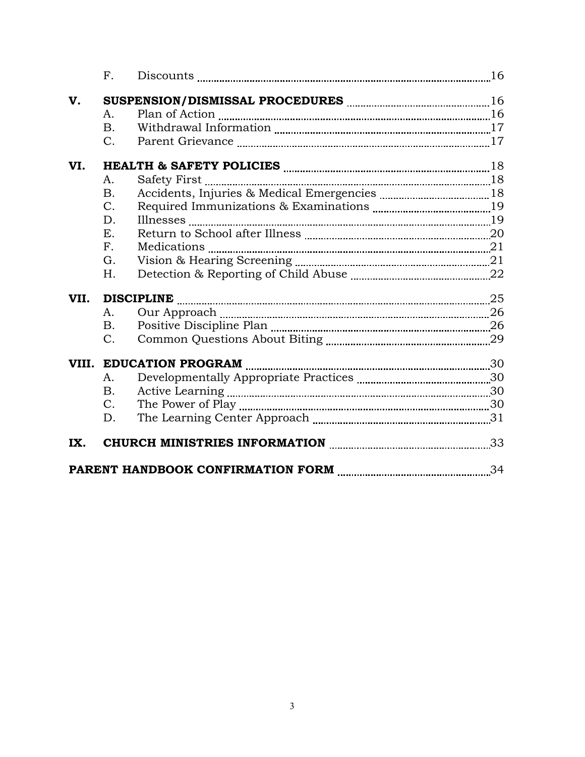| | | | |
|---|---|---|---|
| | F. | Discounts | 16 |
| **V.** | **SUSPENSION/DISMISSAL PROCEDURES** | | 16 |
| | A. | Plan of Action | 16 |
| | B. | Withdrawal Information | 17 |
| | C. | Parent Grievance | 17 |
| **VI.** | **HEALTH & SAFETY POLICIES** | | 18 |
| | A. | Safety First | 18 |
| | B. | Accidents, Injuries & Medical Emergencies | 18 |
| | C. | Required Immunizations & Examinations | 19 |
| | D. | Illnesses | 19 |
| | E. | Return to School after Illness | 20 |
| | F. | Medications | 21 |
| | G. | Vision & Hearing Screening | 21 |
| | H. | Detection & Reporting of Child Abuse | 22 |
| **VII.** | **DISCIPLINE** | | 25 |
| | A. | Our Approach | 26 |
| | B. | Positive Discipline Plan | 26 |
| | C. | Common Questions About Biting | 29 |
| **VIII.** | **EDUCATION PROGRAM** | | 30 |
| | A. | Developmentally Appropriate Practices | 30 |
| | B. | Active Learning | 30 |
| | C. | The Power of Play | 30 |
| | D. | The Learning Center Approach | 31 |
| **IX.** | **CHURCH MINISTRIES INFORMATION** | | 33 |
| **PARENT HANDBOOK CONFIRMATION FORM** | | | 34 |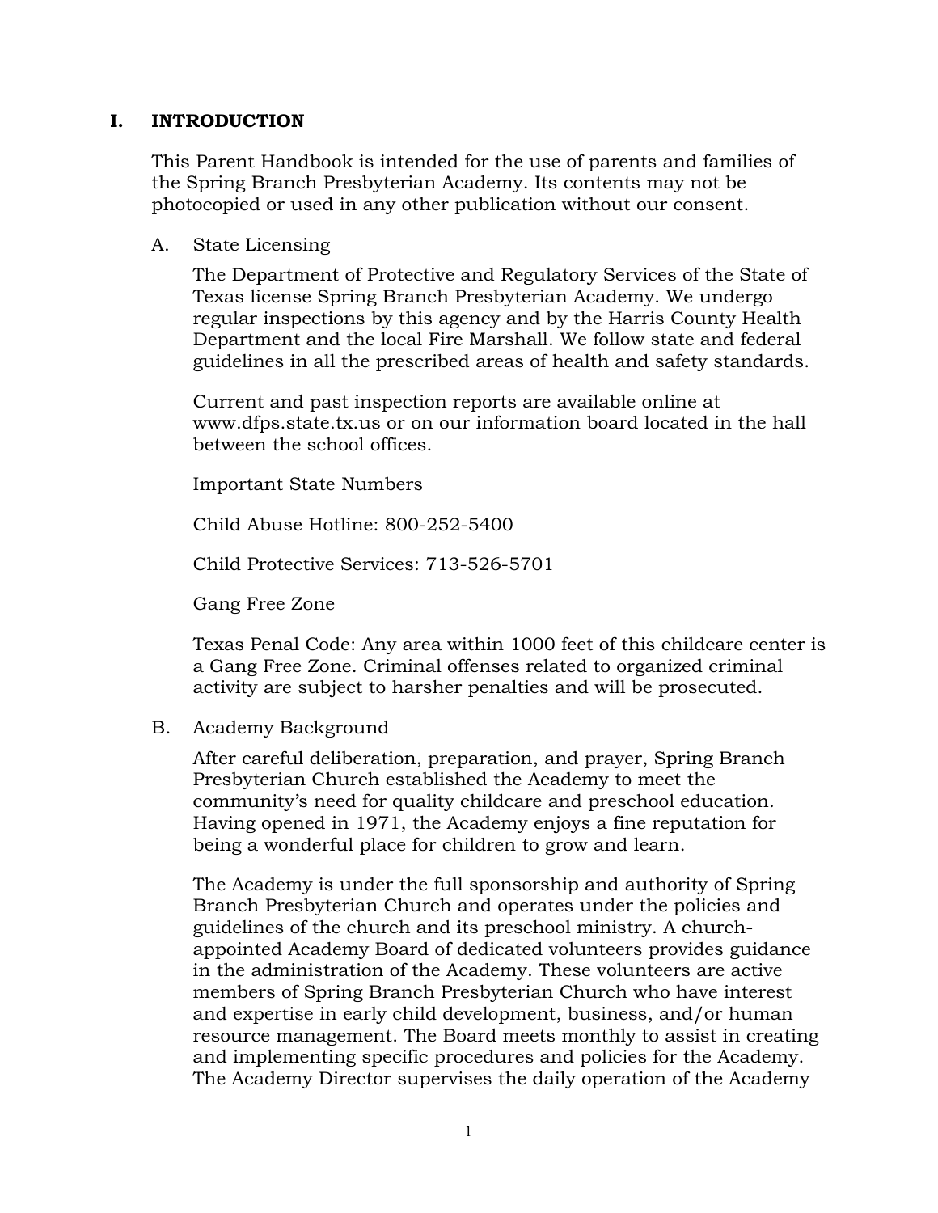# I. INTRODUCTION

This Parent Handbook is intended for the use of parents and families of the Spring Branch Presbyterian Academy. Its contents may not be photocopied or used in any other publication without our consent.

## A. State Licensing

The Department of Protective and Regulatory Services of the State of Texas license Spring Branch Presbyterian Academy. We undergo regular inspections by this agency and by the Harris County Health Department and the local Fire Marshall. We follow state and federal guidelines in all the prescribed areas of health and safety standards.

Current and past inspection reports are available online at www.dfps.state.tx.us or on our information board located in the hall between the school offices.

Important State Numbers

Child Abuse Hotline: 800-252-5400

Child Protective Services: 713-526-5701

Gang Free Zone

Texas Penal Code: Any area within 1000 feet of this childcare center is a Gang Free Zone. Criminal offenses related to organized criminal activity are subject to harsher penalties and will be prosecuted.

## B. Academy Background

After careful deliberation, preparation, and prayer, Spring Branch Presbyterian Church established the Academy to meet the community's need for quality childcare and preschool education. Having opened in 1971, the Academy enjoys a fine reputation for being a wonderful place for children to grow and learn.

The Academy is under the full sponsorship and authority of Spring Branch Presbyterian Church and operates under the policies and guidelines of the church and its preschool ministry. A church-appointed Academy Board of dedicated volunteers provides guidance in the administration of the Academy. These volunteers are active members of Spring Branch Presbyterian Church who have interest and expertise in early child development, business, and/or human resource management. The Board meets monthly to assist in creating and implementing specific procedures and policies for the Academy. The Academy Director supervises the daily operation of the Academy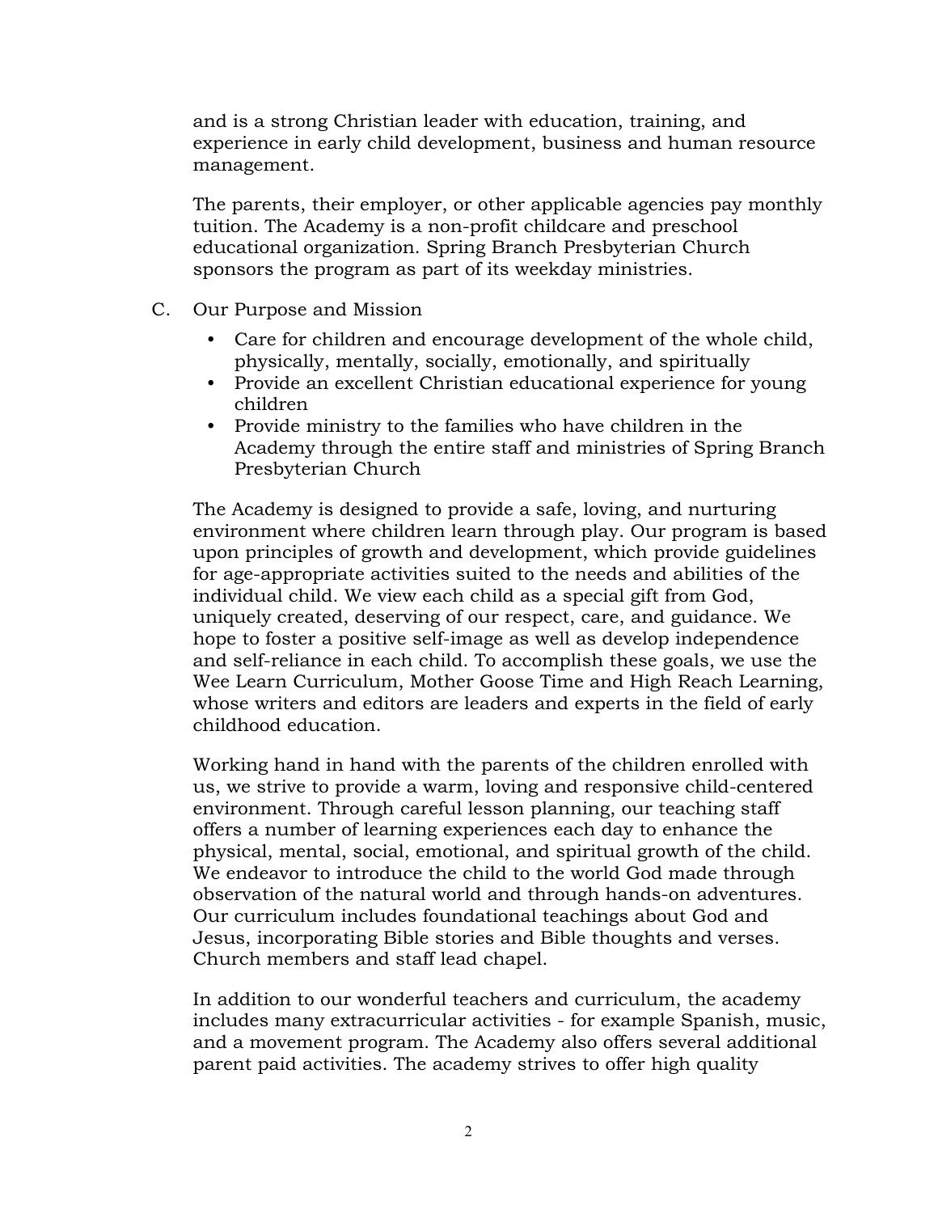and is a strong Christian leader with education, training, and experience in early child development, business and human resource management.

The parents, their employer, or other applicable agencies pay monthly tuition. The Academy is a non-profit childcare and preschool educational organization. Spring Branch Presbyterian Church sponsors the program as part of its weekday ministries.

C. Our Purpose and Mission

- Care for children and encourage development of the whole child, physically, mentally, socially, emotionally, and spiritually
- Provide an excellent Christian educational experience for young children
- Provide ministry to the families who have children in the Academy through the entire staff and ministries of Spring Branch Presbyterian Church

The Academy is designed to provide a safe, loving, and nurturing environment where children learn through play. Our program is based upon principles of growth and development, which provide guidelines for age-appropriate activities suited to the needs and abilities of the individual child. We view each child as a special gift from God, uniquely created, deserving of our respect, care, and guidance. We hope to foster a positive self-image as well as develop independence and self-reliance in each child. To accomplish these goals, we use the Wee Learn Curriculum, Mother Goose Time and High Reach Learning, whose writers and editors are leaders and experts in the field of early childhood education.

Working hand in hand with the parents of the children enrolled with us, we strive to provide a warm, loving and responsive child-centered environment. Through careful lesson planning, our teaching staff offers a number of learning experiences each day to enhance the physical, mental, social, emotional, and spiritual growth of the child. We endeavor to introduce the child to the world God made through observation of the natural world and through hands-on adventures. Our curriculum includes foundational teachings about God and Jesus, incorporating Bible stories and Bible thoughts and verses. Church members and staff lead chapel.

In addition to our wonderful teachers and curriculum, the academy includes many extracurricular activities - for example Spanish, music, and a movement program. The Academy also offers several additional parent paid activities. The academy strives to offer high quality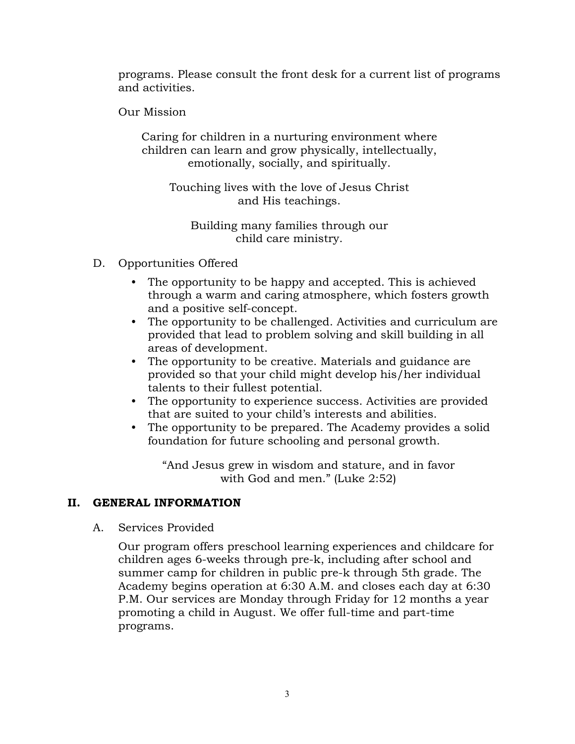programs. Please consult the front desk for a current list of programs and activities.

Our Mission

Caring for children in a nurturing environment where children can learn and grow physically, intellectually, emotionally, socially, and spiritually.

Touching lives with the love of Jesus Christ and His teachings.

Building many families through our child care ministry.

D. Opportunities Offered

- The opportunity to be happy and accepted. This is achieved through a warm and caring atmosphere, which fosters growth and a positive self-concept.
- The opportunity to be challenged. Activities and curriculum are provided that lead to problem solving and skill building in all areas of development.
- The opportunity to be creative. Materials and guidance are provided so that your child might develop his/her individual talents to their fullest potential.
- The opportunity to experience success. Activities are provided that are suited to your child's interests and abilities.
- The opportunity to be prepared. The Academy provides a solid foundation for future schooling and personal growth.

"And Jesus grew in wisdom and stature, and in favor with God and men." (Luke 2:52)

## II. GENERAL INFORMATION

A. Services Provided

Our program offers preschool learning experiences and childcare for children ages 6-weeks through pre-k, including after school and summer camp for children in public pre-k through 5th grade. The Academy begins operation at 6:30 A.M. and closes each day at 6:30 P.M. Our services are Monday through Friday for 12 months a year promoting a child in August. We offer full-time and part-time programs.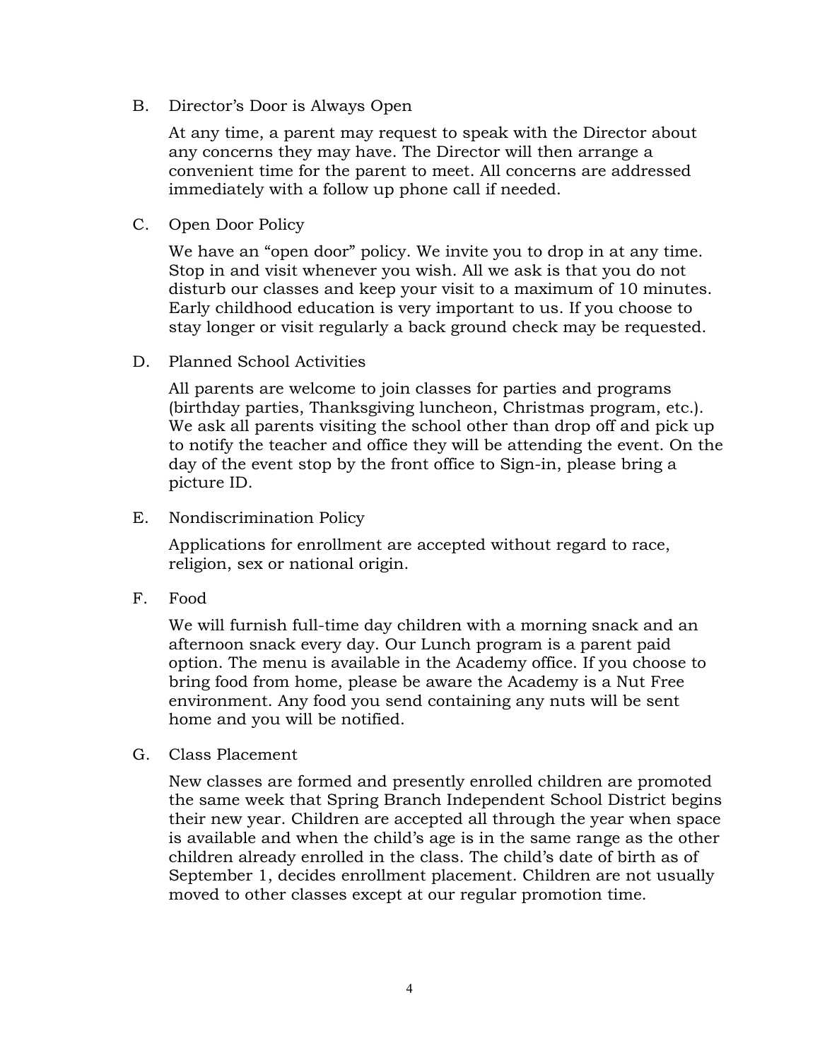B. Director's Door is Always Open

At any time, a parent may request to speak with the Director about any concerns they may have. The Director will then arrange a convenient time for the parent to meet. All concerns are addressed immediately with a follow up phone call if needed.

C. Open Door Policy

We have an "open door" policy. We invite you to drop in at any time. Stop in and visit whenever you wish. All we ask is that you do not disturb our classes and keep your visit to a maximum of 10 minutes. Early childhood education is very important to us. If you choose to stay longer or visit regularly a back ground check may be requested.

D. Planned School Activities

All parents are welcome to join classes for parties and programs (birthday parties, Thanksgiving luncheon, Christmas program, etc.). We ask all parents visiting the school other than drop off and pick up to notify the teacher and office they will be attending the event. On the day of the event stop by the front office to Sign-in, please bring a picture ID.

E. Nondiscrimination Policy

Applications for enrollment are accepted without regard to race, religion, sex or national origin.

F. Food

We will furnish full-time day children with a morning snack and an afternoon snack every day. Our Lunch program is a parent paid option. The menu is available in the Academy office. If you choose to bring food from home, please be aware the Academy is a Nut Free environment. Any food you send containing any nuts will be sent home and you will be notified.

G. Class Placement

New classes are formed and presently enrolled children are promoted the same week that Spring Branch Independent School District begins their new year. Children are accepted all through the year when space is available and when the child's age is in the same range as the other children already enrolled in the class. The child's date of birth as of September 1, decides enrollment placement. Children are not usually moved to other classes except at our regular promotion time.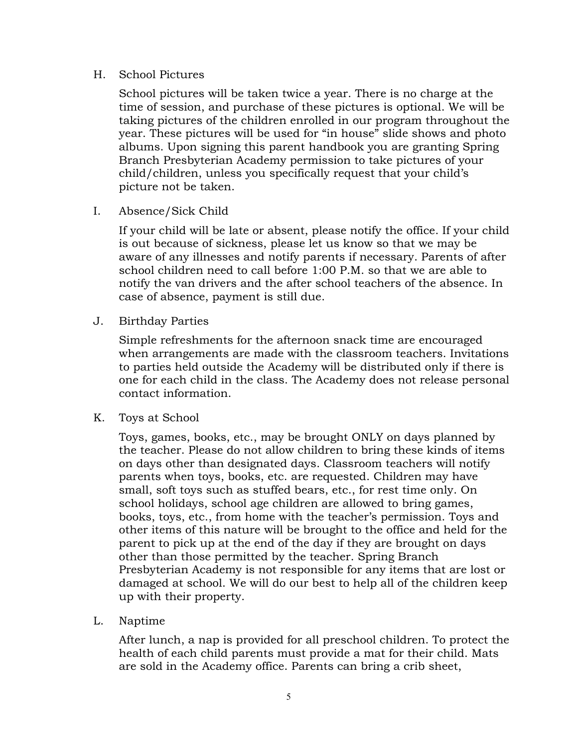H. School Pictures

School pictures will be taken twice a year. There is no charge at the time of session, and purchase of these pictures is optional. We will be taking pictures of the children enrolled in our program throughout the year. These pictures will be used for "in house" slide shows and photo albums. Upon signing this parent handbook you are granting Spring Branch Presbyterian Academy permission to take pictures of your child/children, unless you specifically request that your child's picture not be taken.

I. Absence/Sick Child

If your child will be late or absent, please notify the office. If your child is out because of sickness, please let us know so that we may be aware of any illnesses and notify parents if necessary. Parents of after school children need to call before 1:00 P.M. so that we are able to notify the van drivers and the after school teachers of the absence. In case of absence, payment is still due.

J. Birthday Parties

Simple refreshments for the afternoon snack time are encouraged when arrangements are made with the classroom teachers. Invitations to parties held outside the Academy will be distributed only if there is one for each child in the class. The Academy does not release personal contact information.

K. Toys at School

Toys, games, books, etc., may be brought ONLY on days planned by the teacher. Please do not allow children to bring these kinds of items on days other than designated days. Classroom teachers will notify parents when toys, books, etc. are requested. Children may have small, soft toys such as stuffed bears, etc., for rest time only. On school holidays, school age children are allowed to bring games, books, toys, etc., from home with the teacher's permission. Toys and other items of this nature will be brought to the office and held for the parent to pick up at the end of the day if they are brought on days other than those permitted by the teacher. Spring Branch Presbyterian Academy is not responsible for any items that are lost or damaged at school. We will do our best to help all of the children keep up with their property.

L. Naptime

After lunch, a nap is provided for all preschool children. To protect the health of each child parents must provide a mat for their child. Mats are sold in the Academy office. Parents can bring a crib sheet,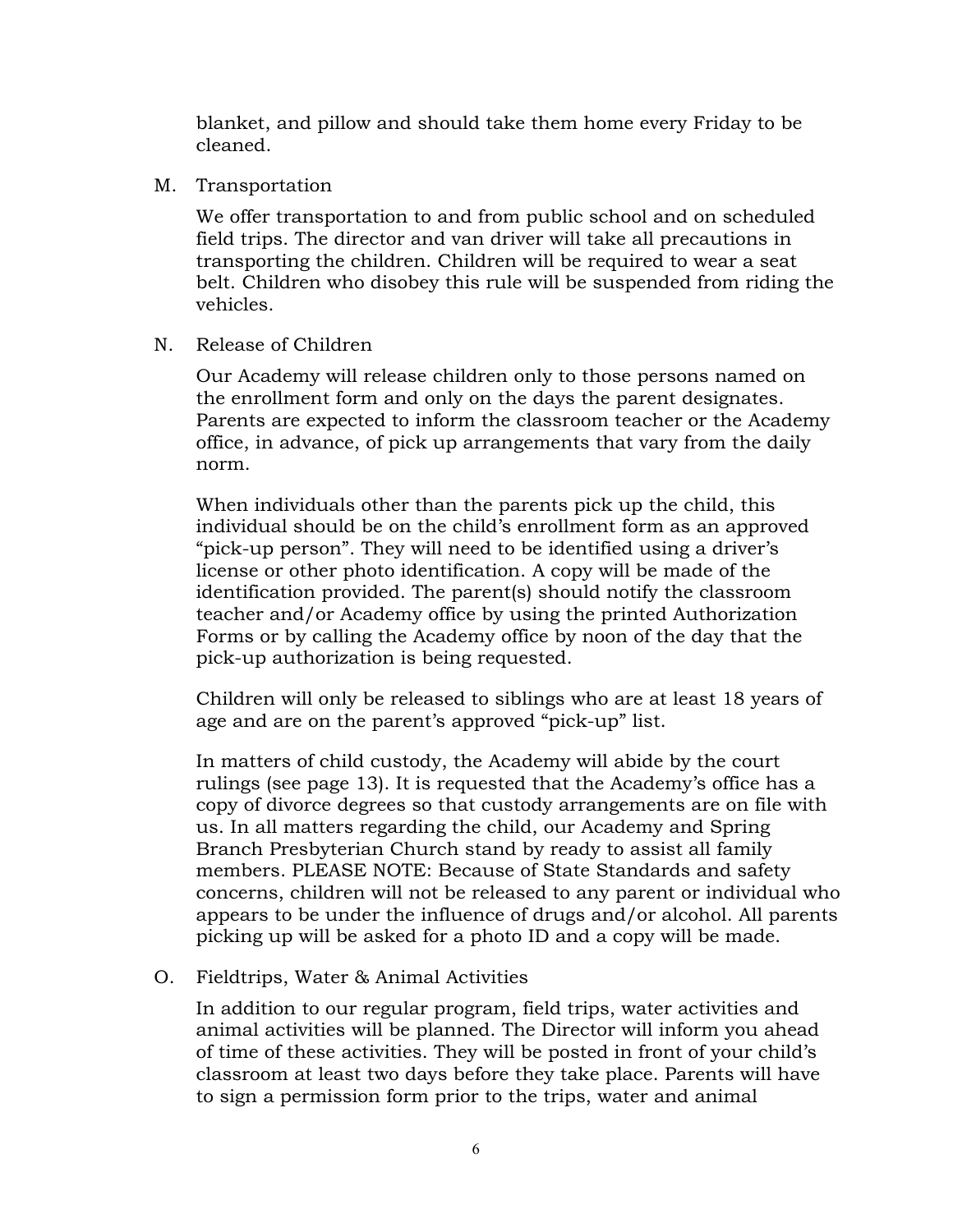blanket, and pillow and should take them home every Friday to be cleaned.

M. Transportation

We offer transportation to and from public school and on scheduled field trips. The director and van driver will take all precautions in transporting the children. Children will be required to wear a seat belt. Children who disobey this rule will be suspended from riding the vehicles.

N. Release of Children

Our Academy will release children only to those persons named on the enrollment form and only on the days the parent designates. Parents are expected to inform the classroom teacher or the Academy office, in advance, of pick up arrangements that vary from the daily norm.

When individuals other than the parents pick up the child, this individual should be on the child's enrollment form as an approved "pick-up person". They will need to be identified using a driver's license or other photo identification. A copy will be made of the identification provided. The parent(s) should notify the classroom teacher and/or Academy office by using the printed Authorization Forms or by calling the Academy office by noon of the day that the pick-up authorization is being requested.

Children will only be released to siblings who are at least 18 years of age and are on the parent's approved "pick-up" list.

In matters of child custody, the Academy will abide by the court rulings (see page 13). It is requested that the Academy's office has a copy of divorce degrees so that custody arrangements are on file with us. In all matters regarding the child, our Academy and Spring Branch Presbyterian Church stand by ready to assist all family members. PLEASE NOTE: Because of State Standards and safety concerns, children will not be released to any parent or individual who appears to be under the influence of drugs and/or alcohol. All parents picking up will be asked for a photo ID and a copy will be made.

O. Fieldtrips, Water & Animal Activities

In addition to our regular program, field trips, water activities and animal activities will be planned. The Director will inform you ahead of time of these activities. They will be posted in front of your child's classroom at least two days before they take place. Parents will have to sign a permission form prior to the trips, water and animal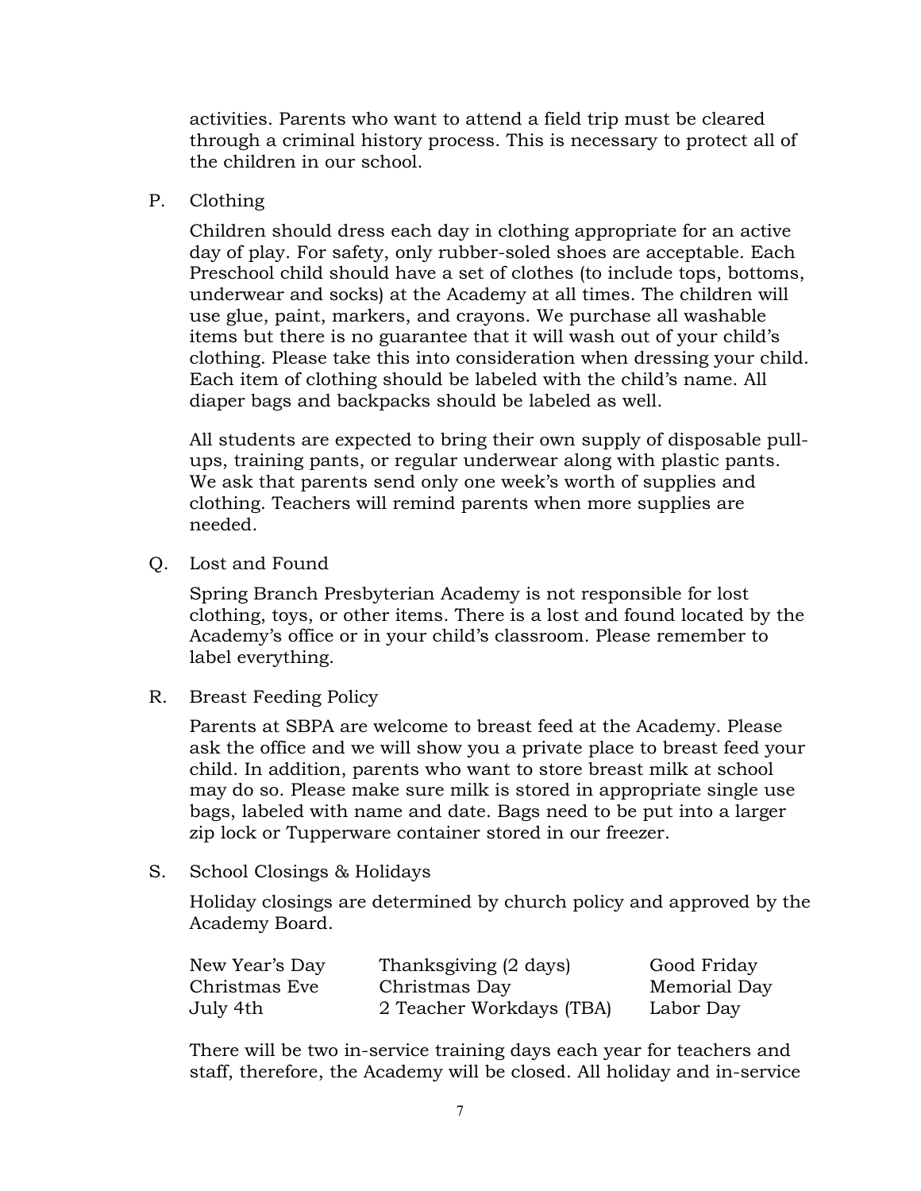activities. Parents who want to attend a field trip must be cleared through a criminal history process. This is necessary to protect all of the children in our school.

P. Clothing

Children should dress each day in clothing appropriate for an active day of play. For safety, only rubber-soled shoes are acceptable. Each Preschool child should have a set of clothes (to include tops, bottoms, underwear and socks) at the Academy at all times. The children will use glue, paint, markers, and crayons. We purchase all washable items but there is no guarantee that it will wash out of your child's clothing. Please take this into consideration when dressing your child. Each item of clothing should be labeled with the child's name. All diaper bags and backpacks should be labeled as well.

All students are expected to bring their own supply of disposable pull-ups, training pants, or regular underwear along with plastic pants. We ask that parents send only one week's worth of supplies and clothing. Teachers will remind parents when more supplies are needed.

Q. Lost and Found

Spring Branch Presbyterian Academy is not responsible for lost clothing, toys, or other items. There is a lost and found located by the Academy's office or in your child's classroom. Please remember to label everything.

R. Breast Feeding Policy

Parents at SBPA are welcome to breast feed at the Academy. Please ask the office and we will show you a private place to breast feed your child. In addition, parents who want to store breast milk at school may do so. Please make sure milk is stored in appropriate single use bags, labeled with name and date. Bags need to be put into a larger zip lock or Tupperware container stored in our freezer.

S. School Closings & Holidays

Holiday closings are determined by church policy and approved by the Academy Board.

| | | |
|---|---|---|
| New Year's Day | Thanksgiving (2 days) | Good Friday |
| Christmas Eve | Christmas Day | Memorial Day |
| July 4th | 2 Teacher Workdays (TBA) | Labor Day |

There will be two in-service training days each year for teachers and staff, therefore, the Academy will be closed. All holiday and in-service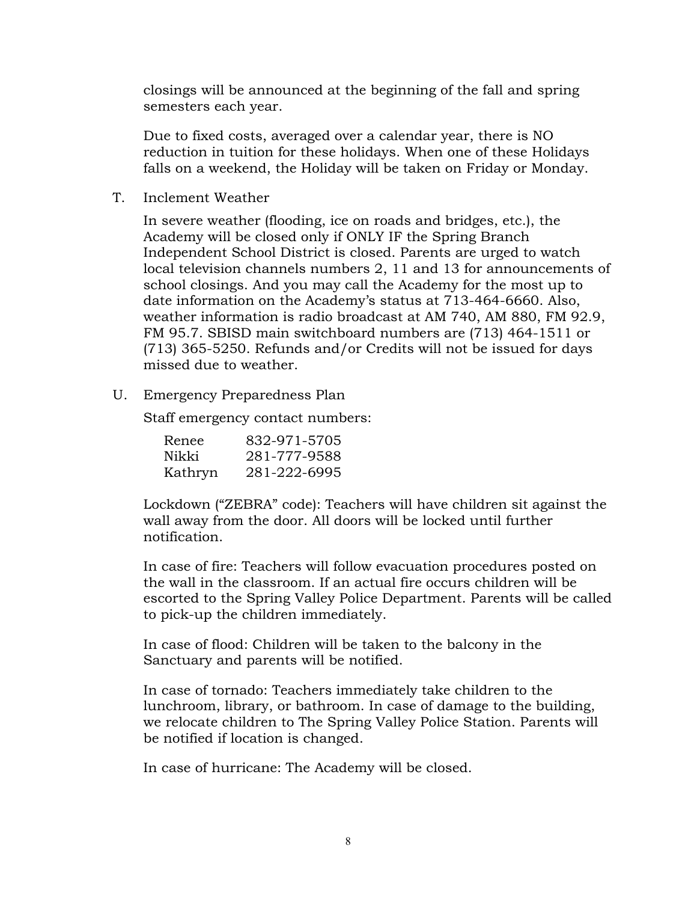closings will be announced at the beginning of the fall and spring semesters each year.

Due to fixed costs, averaged over a calendar year, there is NO reduction in tuition for these holidays. When one of these Holidays falls on a weekend, the Holiday will be taken on Friday or Monday.

T. Inclement Weather

In severe weather (flooding, ice on roads and bridges, etc.), the Academy will be closed only if ONLY IF the Spring Branch Independent School District is closed. Parents are urged to watch local television channels numbers 2, 11 and 13 for announcements of school closings. And you may call the Academy for the most up to date information on the Academy's status at 713-464-6660. Also, weather information is radio broadcast at AM 740, AM 880, FM 92.9, FM 95.7. SBISD main switchboard numbers are (713) 464-1511 or (713) 365-5250. Refunds and/or Credits will not be issued for days missed due to weather.

U. Emergency Preparedness Plan

Staff emergency contact numbers:

| | |
|---|---|
| Renee | 832-971-5705 |
| Nikki | 281-777-9588 |
| Kathryn | 281-222-6995 |

Lockdown ("ZEBRA" code): Teachers will have children sit against the wall away from the door. All doors will be locked until further notification.

In case of fire: Teachers will follow evacuation procedures posted on the wall in the classroom. If an actual fire occurs children will be escorted to the Spring Valley Police Department. Parents will be called to pick-up the children immediately.

In case of flood: Children will be taken to the balcony in the Sanctuary and parents will be notified.

In case of tornado: Teachers immediately take children to the lunchroom, library, or bathroom. In case of damage to the building, we relocate children to The Spring Valley Police Station. Parents will be notified if location is changed.

In case of hurricane: The Academy will be closed.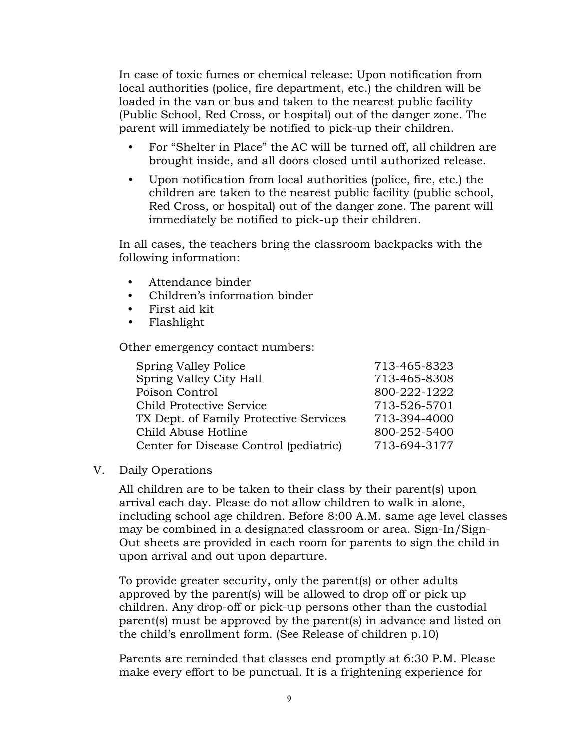In case of toxic fumes or chemical release: Upon notification from local authorities (police, fire department, etc.) the children will be loaded in the van or bus and taken to the nearest public facility (Public School, Red Cross, or hospital) out of the danger zone. The parent will immediately be notified to pick-up their children.

- For "Shelter in Place" the AC will be turned off, all children are brought inside, and all doors closed until authorized release.
- Upon notification from local authorities (police, fire, etc.) the children are taken to the nearest public facility (public school, Red Cross, or hospital) out of the danger zone. The parent will immediately be notified to pick-up their children.

In all cases, the teachers bring the classroom backpacks with the following information:

- Attendance binder
- Children's information binder
- First aid kit
- Flashlight

Other emergency contact numbers:

| | |
|---|---|
| Spring Valley Police | 713-465-8323 |
| Spring Valley City Hall | 713-465-8308 |
| Poison Control | 800-222-1222 |
| Child Protective Service | 713-526-5701 |
| TX Dept. of Family Protective Services | 713-394-4000 |
| Child Abuse Hotline | 800-252-5400 |
| Center for Disease Control (pediatric) | 713-694-3177 |

## V. Daily Operations

All children are to be taken to their class by their parent(s) upon arrival each day. Please do not allow children to walk in alone, including school age children. Before 8:00 A.M. same age level classes may be combined in a designated classroom or area. Sign-In/Sign-Out sheets are provided in each room for parents to sign the child in upon arrival and out upon departure.

To provide greater security, only the parent(s) or other adults approved by the parent(s) will be allowed to drop off or pick up children. Any drop-off or pick-up persons other than the custodial parent(s) must be approved by the parent(s) in advance and listed on the child's enrollment form. (See Release of children p.10)

Parents are reminded that classes end promptly at 6:30 P.M. Please make every effort to be punctual. It is a frightening experience for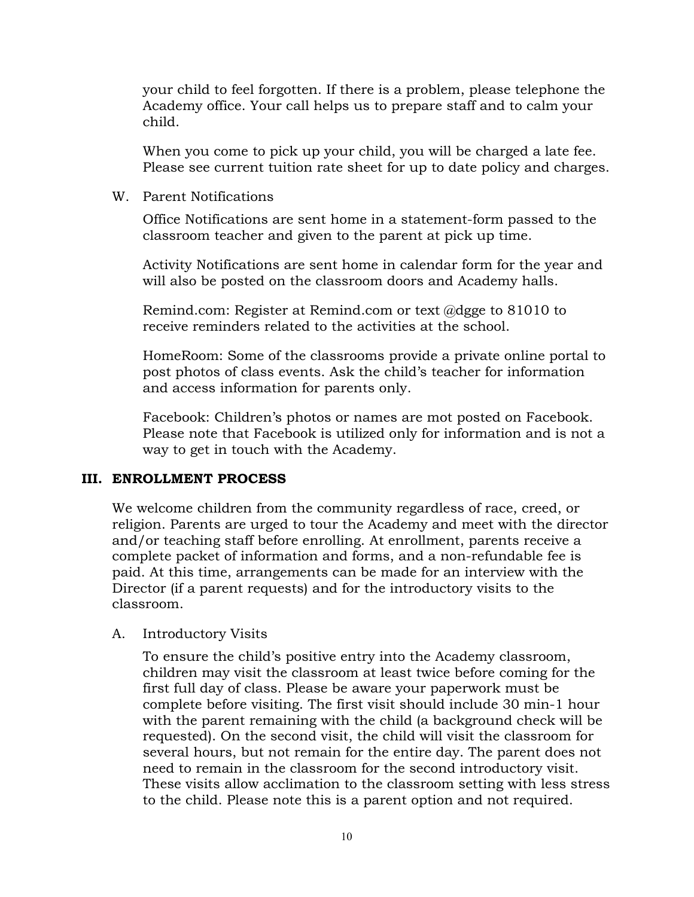your child to feel forgotten. If there is a problem, please telephone the Academy office. Your call helps us to prepare staff and to calm your child.

When you come to pick up your child, you will be charged a late fee. Please see current tuition rate sheet for up to date policy and charges.

W. Parent Notifications

Office Notifications are sent home in a statement-form passed to the classroom teacher and given to the parent at pick up time.

Activity Notifications are sent home in calendar form for the year and will also be posted on the classroom doors and Academy halls.

Remind.com: Register at Remind.com or text @dgge to 81010 to receive reminders related to the activities at the school.

HomeRoom: Some of the classrooms provide a private online portal to post photos of class events. Ask the child's teacher for information and access information for parents only.

Facebook: Children's photos or names are mot posted on Facebook. Please note that Facebook is utilized only for information and is not a way to get in touch with the Academy.

## III. ENROLLMENT PROCESS

We welcome children from the community regardless of race, creed, or religion. Parents are urged to tour the Academy and meet with the director and/or teaching staff before enrolling. At enrollment, parents receive a complete packet of information and forms, and a non-refundable fee is paid. At this time, arrangements can be made for an interview with the Director (if a parent requests) and for the introductory visits to the classroom.

A. Introductory Visits

To ensure the child's positive entry into the Academy classroom, children may visit the classroom at least twice before coming for the first full day of class. Please be aware your paperwork must be complete before visiting. The first visit should include 30 min-1 hour with the parent remaining with the child (a background check will be requested). On the second visit, the child will visit the classroom for several hours, but not remain for the entire day. The parent does not need to remain in the classroom for the second introductory visit. These visits allow acclimation to the classroom setting with less stress to the child. Please note this is a parent option and not required.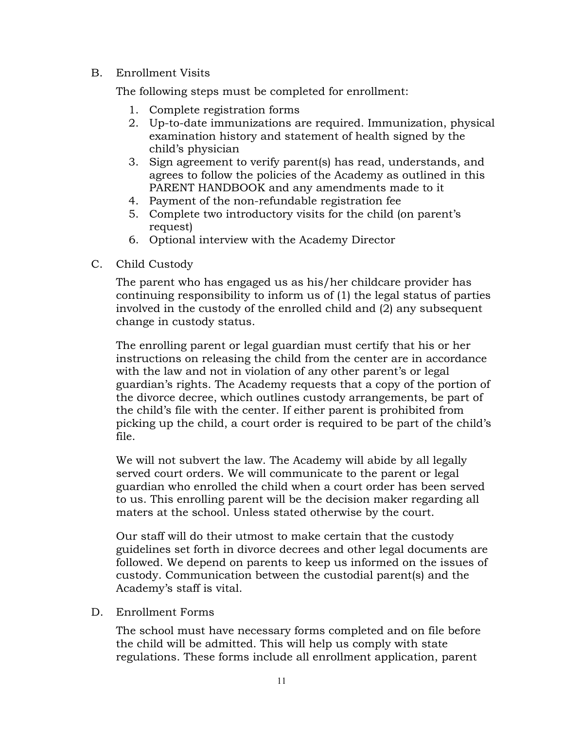## B. Enrollment Visits

The following steps must be completed for enrollment:

1. Complete registration forms
2. Up-to-date immunizations are required. Immunization, physical examination history and statement of health signed by the child's physician
3. Sign agreement to verify parent(s) has read, understands, and agrees to follow the policies of the Academy as outlined in this PARENT HANDBOOK and any amendments made to it
4. Payment of the non-refundable registration fee
5. Complete two introductory visits for the child (on parent's request)
6. Optional interview with the Academy Director

## C. Child Custody

The parent who has engaged us as his/her childcare provider has continuing responsibility to inform us of (1) the legal status of parties involved in the custody of the enrolled child and (2) any subsequent change in custody status.

The enrolling parent or legal guardian must certify that his or her instructions on releasing the child from the center are in accordance with the law and not in violation of any other parent's or legal guardian's rights. The Academy requests that a copy of the portion of the divorce decree, which outlines custody arrangements, be part of the child's file with the center. If either parent is prohibited from picking up the child, a court order is required to be part of the child's file.

We will not subvert the law. The Academy will abide by all legally served court orders. We will communicate to the parent or legal guardian who enrolled the child when a court order has been served to us. This enrolling parent will be the decision maker regarding all maters at the school. Unless stated otherwise by the court.

Our staff will do their utmost to make certain that the custody guidelines set forth in divorce decrees and other legal documents are followed. We depend on parents to keep us informed on the issues of custody. Communication between the custodial parent(s) and the Academy's staff is vital.

## D. Enrollment Forms

The school must have necessary forms completed and on file before the child will be admitted. This will help us comply with state regulations. These forms include all enrollment application, parent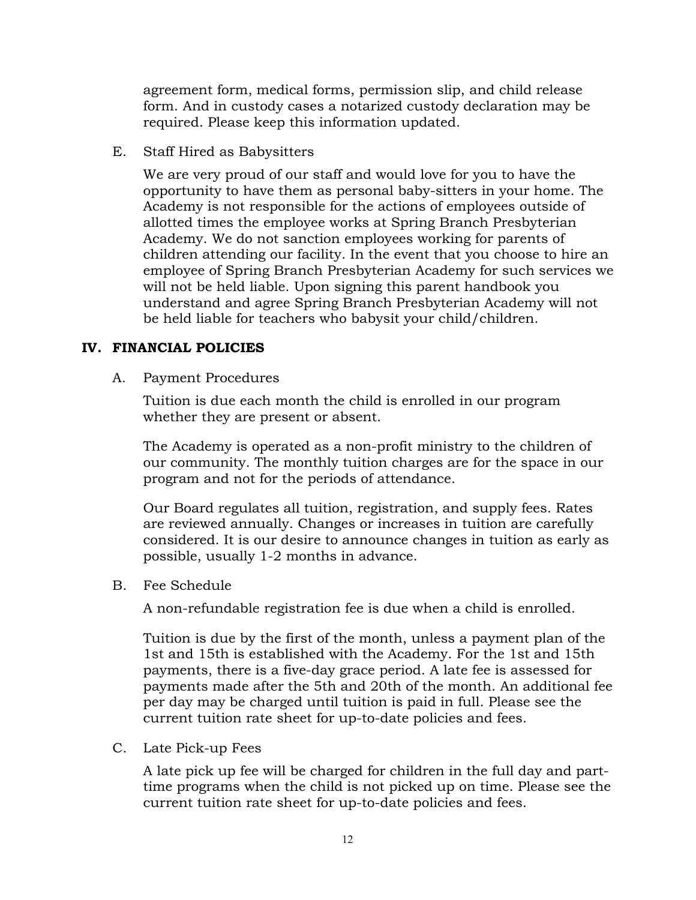agreement form, medical forms, permission slip, and child release form. And in custody cases a notarized custody declaration may be required. Please keep this information updated.

E. Staff Hired as Babysitters

We are very proud of our staff and would love for you to have the opportunity to have them as personal baby-sitters in your home. The Academy is not responsible for the actions of employees outside of allotted times the employee works at Spring Branch Presbyterian Academy. We do not sanction employees working for parents of children attending our facility. In the event that you choose to hire an employee of Spring Branch Presbyterian Academy for such services we will not be held liable. Upon signing this parent handbook you understand and agree Spring Branch Presbyterian Academy will not be held liable for teachers who babysit your child/children.

## IV. FINANCIAL POLICIES

A. Payment Procedures

Tuition is due each month the child is enrolled in our program whether they are present or absent.

The Academy is operated as a non-profit ministry to the children of our community. The monthly tuition charges are for the space in our program and not for the periods of attendance.

Our Board regulates all tuition, registration, and supply fees. Rates are reviewed annually. Changes or increases in tuition are carefully considered. It is our desire to announce changes in tuition as early as possible, usually 1-2 months in advance.

B. Fee Schedule

A non-refundable registration fee is due when a child is enrolled.

Tuition is due by the first of the month, unless a payment plan of the 1st and 15th is established with the Academy. For the 1st and 15th payments, there is a five-day grace period. A late fee is assessed for payments made after the 5th and 20th of the month. An additional fee per day may be charged until tuition is paid in full. Please see the current tuition rate sheet for up-to-date policies and fees.

C. Late Pick-up Fees

A late pick up fee will be charged for children in the full day and part-time programs when the child is not picked up on time. Please see the current tuition rate sheet for up-to-date policies and fees.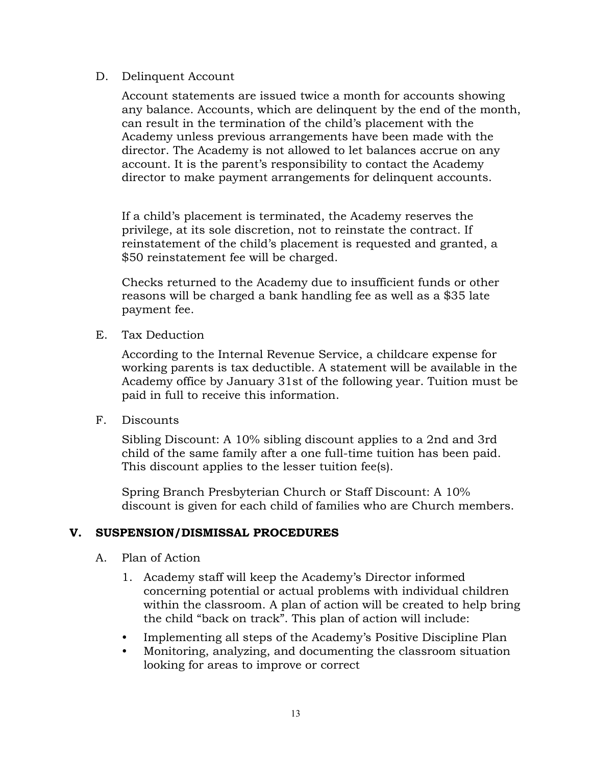D. Delinquent Account

Account statements are issued twice a month for accounts showing any balance. Accounts, which are delinquent by the end of the month, can result in the termination of the child's placement with the Academy unless previous arrangements have been made with the director. The Academy is not allowed to let balances accrue on any account. It is the parent's responsibility to contact the Academy director to make payment arrangements for delinquent accounts.

If a child's placement is terminated, the Academy reserves the privilege, at its sole discretion, not to reinstate the contract. If reinstatement of the child's placement is requested and granted, a $50 reinstatement fee will be charged.

Checks returned to the Academy due to insufficient funds or other reasons will be charged a bank handling fee as well as a $35 late payment fee.

E. Tax Deduction

According to the Internal Revenue Service, a childcare expense for working parents is tax deductible. A statement will be available in the Academy office by January 31st of the following year. Tuition must be paid in full to receive this information.

F. Discounts

Sibling Discount: A 10% sibling discount applies to a 2nd and 3rd child of the same family after a one full-time tuition has been paid. This discount applies to the lesser tuition fee(s).

Spring Branch Presbyterian Church or Staff Discount: A 10% discount is given for each child of families who are Church members.

## V. SUSPENSION/DISMISSAL PROCEDURES

A. Plan of Action

1. Academy staff will keep the Academy's Director informed concerning potential or actual problems with individual children within the classroom. A plan of action will be created to help bring the child "back on track". This plan of action will include:

- Implementing all steps of the Academy's Positive Discipline Plan
- Monitoring, analyzing, and documenting the classroom situation looking for areas to improve or correct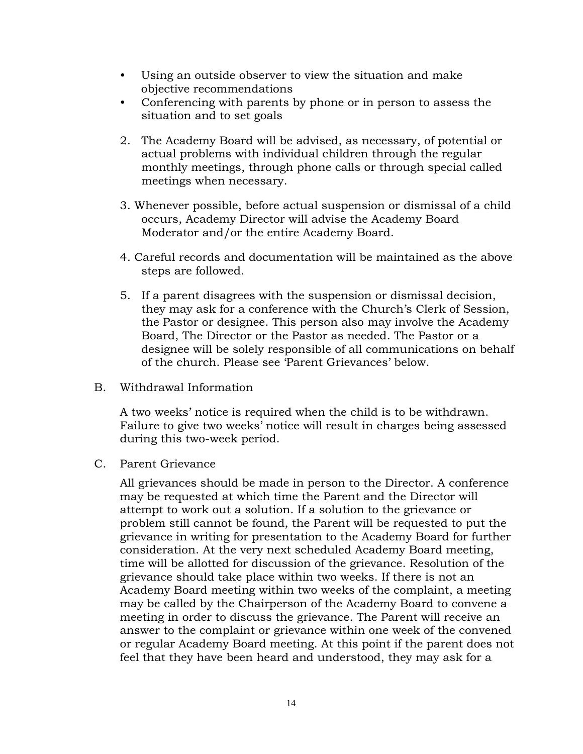- Using an outside observer to view the situation and make objective recommendations
- Conferencing with parents by phone or in person to assess the situation and to set goals

2. The Academy Board will be advised, as necessary, of potential or actual problems with individual children through the regular monthly meetings, through phone calls or through special called meetings when necessary.

3. Whenever possible, before actual suspension or dismissal of a child occurs, Academy Director will advise the Academy Board Moderator and/or the entire Academy Board.

4. Careful records and documentation will be maintained as the above steps are followed.

5. If a parent disagrees with the suspension or dismissal decision, they may ask for a conference with the Church's Clerk of Session, the Pastor or designee. This person also may involve the Academy Board, The Director or the Pastor as needed. The Pastor or a designee will be solely responsible of all communications on behalf of the church. Please see 'Parent Grievances' below.

B. Withdrawal Information

A two weeks' notice is required when the child is to be withdrawn. Failure to give two weeks' notice will result in charges being assessed during this two-week period.

C. Parent Grievance

All grievances should be made in person to the Director. A conference may be requested at which time the Parent and the Director will attempt to work out a solution. If a solution to the grievance or problem still cannot be found, the Parent will be requested to put the grievance in writing for presentation to the Academy Board for further consideration. At the very next scheduled Academy Board meeting, time will be allotted for discussion of the grievance. Resolution of the grievance should take place within two weeks. If there is not an Academy Board meeting within two weeks of the complaint, a meeting may be called by the Chairperson of the Academy Board to convene a meeting in order to discuss the grievance. The Parent will receive an answer to the complaint or grievance within one week of the convened or regular Academy Board meeting. At this point if the parent does not feel that they have been heard and understood, they may ask for a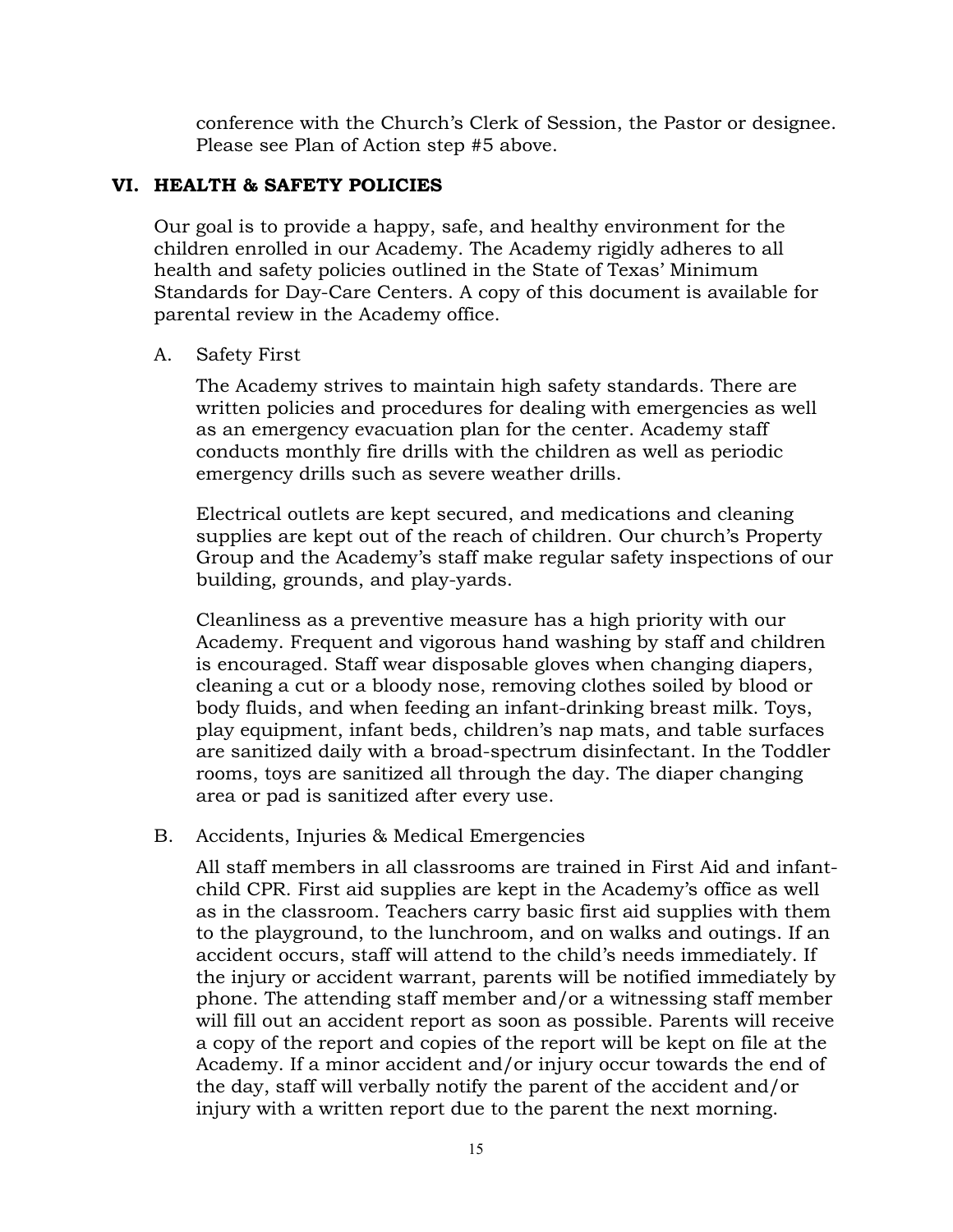conference with the Church's Clerk of Session, the Pastor or designee. Please see Plan of Action step #5 above.

## VI. HEALTH & SAFETY POLICIES

Our goal is to provide a happy, safe, and healthy environment for the children enrolled in our Academy. The Academy rigidly adheres to all health and safety policies outlined in the State of Texas' Minimum Standards for Day-Care Centers. A copy of this document is available for parental review in the Academy office.

### A. Safety First

The Academy strives to maintain high safety standards. There are written policies and procedures for dealing with emergencies as well as an emergency evacuation plan for the center. Academy staff conducts monthly fire drills with the children as well as periodic emergency drills such as severe weather drills.

Electrical outlets are kept secured, and medications and cleaning supplies are kept out of the reach of children. Our church's Property Group and the Academy's staff make regular safety inspections of our building, grounds, and play-yards.

Cleanliness as a preventive measure has a high priority with our Academy. Frequent and vigorous hand washing by staff and children is encouraged. Staff wear disposable gloves when changing diapers, cleaning a cut or a bloody nose, removing clothes soiled by blood or body fluids, and when feeding an infant-drinking breast milk. Toys, play equipment, infant beds, children's nap mats, and table surfaces are sanitized daily with a broad-spectrum disinfectant. In the Toddler rooms, toys are sanitized all through the day. The diaper changing area or pad is sanitized after every use.

### B. Accidents, Injuries & Medical Emergencies

All staff members in all classrooms are trained in First Aid and infant-child CPR. First aid supplies are kept in the Academy's office as well as in the classroom. Teachers carry basic first aid supplies with them to the playground, to the lunchroom, and on walks and outings. If an accident occurs, staff will attend to the child's needs immediately. If the injury or accident warrant, parents will be notified immediately by phone. The attending staff member and/or a witnessing staff member will fill out an accident report as soon as possible. Parents will receive a copy of the report and copies of the report will be kept on file at the Academy. If a minor accident and/or injury occur towards the end of the day, staff will verbally notify the parent of the accident and/or injury with a written report due to the parent the next morning.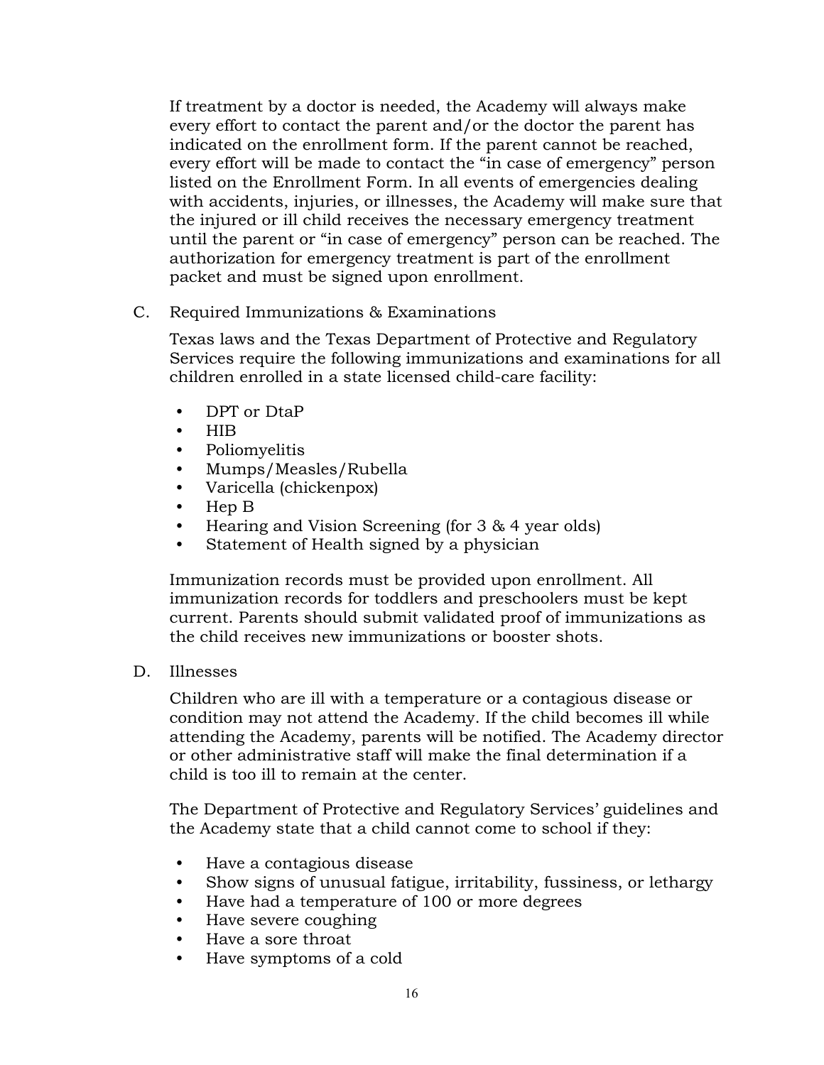If treatment by a doctor is needed, the Academy will always make every effort to contact the parent and/or the doctor the parent has indicated on the enrollment form. If the parent cannot be reached, every effort will be made to contact the "in case of emergency" person listed on the Enrollment Form. In all events of emergencies dealing with accidents, injuries, or illnesses, the Academy will make sure that the injured or ill child receives the necessary emergency treatment until the parent or "in case of emergency" person can be reached. The authorization for emergency treatment is part of the enrollment packet and must be signed upon enrollment.

C. Required Immunizations & Examinations

Texas laws and the Texas Department of Protective and Regulatory Services require the following immunizations and examinations for all children enrolled in a state licensed child-care facility:

- DPT or DtaP
- HIB
- Poliomyelitis
- Mumps/Measles/Rubella
- Varicella (chickenpox)
- Hep B
- Hearing and Vision Screening (for 3 & 4 year olds)
- Statement of Health signed by a physician

Immunization records must be provided upon enrollment. All immunization records for toddlers and preschoolers must be kept current. Parents should submit validated proof of immunizations as the child receives new immunizations or booster shots.

D. Illnesses

Children who are ill with a temperature or a contagious disease or condition may not attend the Academy. If the child becomes ill while attending the Academy, parents will be notified. The Academy director or other administrative staff will make the final determination if a child is too ill to remain at the center.

The Department of Protective and Regulatory Services' guidelines and the Academy state that a child cannot come to school if they:

- Have a contagious disease
- Show signs of unusual fatigue, irritability, fussiness, or lethargy
- Have had a temperature of 100 or more degrees
- Have severe coughing
- Have a sore throat
- Have symptoms of a cold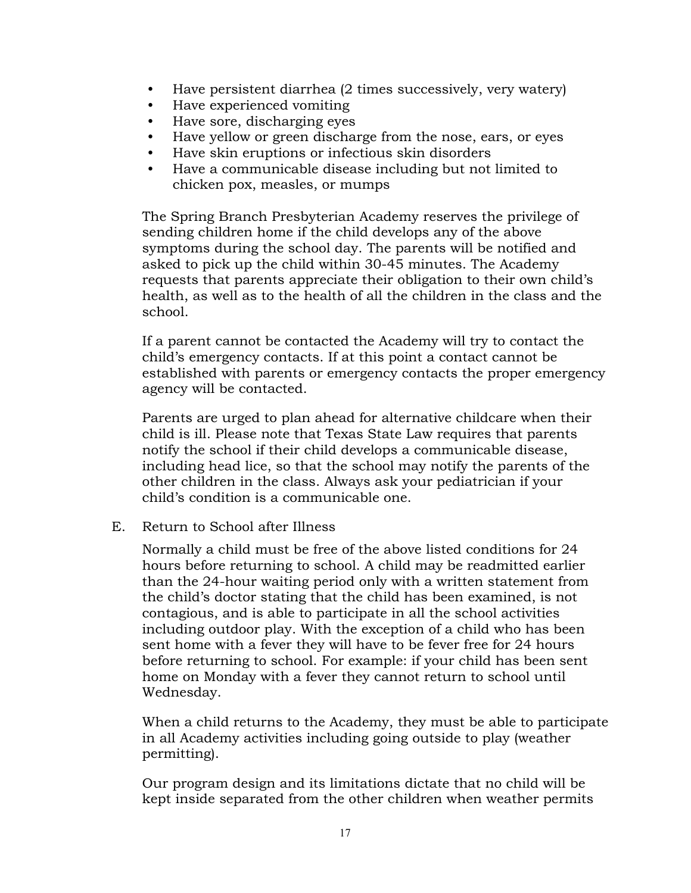- Have persistent diarrhea (2 times successively, very watery)
- Have experienced vomiting
- Have sore, discharging eyes
- Have yellow or green discharge from the nose, ears, or eyes
- Have skin eruptions or infectious skin disorders
- Have a communicable disease including but not limited to chicken pox, measles, or mumps

The Spring Branch Presbyterian Academy reserves the privilege of sending children home if the child develops any of the above symptoms during the school day. The parents will be notified and asked to pick up the child within 30-45 minutes. The Academy requests that parents appreciate their obligation to their own child's health, as well as to the health of all the children in the class and the school.

If a parent cannot be contacted the Academy will try to contact the child's emergency contacts. If at this point a contact cannot be established with parents or emergency contacts the proper emergency agency will be contacted.

Parents are urged to plan ahead for alternative childcare when their child is ill. Please note that Texas State Law requires that parents notify the school if their child develops a communicable disease, including head lice, so that the school may notify the parents of the other children in the class. Always ask your pediatrician if your child's condition is a communicable one.

E. Return to School after Illness

Normally a child must be free of the above listed conditions for 24 hours before returning to school. A child may be readmitted earlier than the 24-hour waiting period only with a written statement from the child's doctor stating that the child has been examined, is not contagious, and is able to participate in all the school activities including outdoor play. With the exception of a child who has been sent home with a fever they will have to be fever free for 24 hours before returning to school. For example: if your child has been sent home on Monday with a fever they cannot return to school until Wednesday.

When a child returns to the Academy, they must be able to participate in all Academy activities including going outside to play (weather permitting).

Our program design and its limitations dictate that no child will be kept inside separated from the other children when weather permits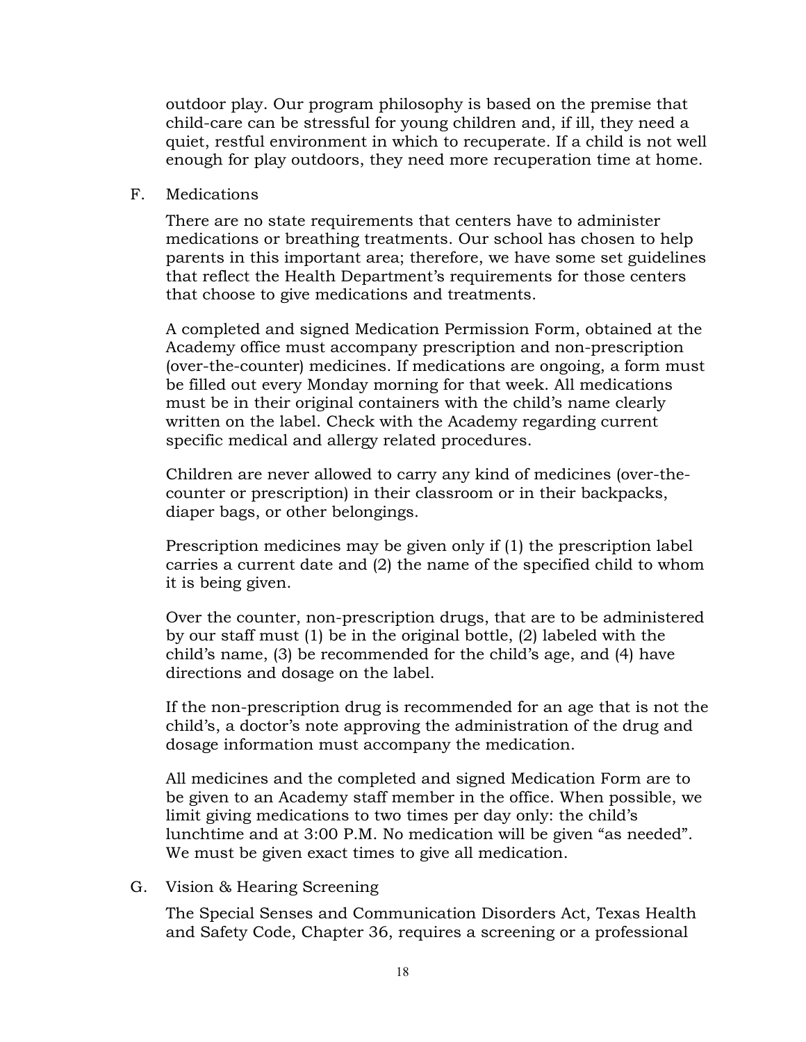outdoor play. Our program philosophy is based on the premise that child-care can be stressful for young children and, if ill, they need a quiet, restful environment in which to recuperate. If a child is not well enough for play outdoors, they need more recuperation time at home.

F. Medications

There are no state requirements that centers have to administer medications or breathing treatments. Our school has chosen to help parents in this important area; therefore, we have some set guidelines that reflect the Health Department's requirements for those centers that choose to give medications and treatments.

A completed and signed Medication Permission Form, obtained at the Academy office must accompany prescription and non-prescription (over-the-counter) medicines. If medications are ongoing, a form must be filled out every Monday morning for that week. All medications must be in their original containers with the child's name clearly written on the label. Check with the Academy regarding current specific medical and allergy related procedures.

Children are never allowed to carry any kind of medicines (over-the-counter or prescription) in their classroom or in their backpacks, diaper bags, or other belongings.

Prescription medicines may be given only if (1) the prescription label carries a current date and (2) the name of the specified child to whom it is being given.

Over the counter, non-prescription drugs, that are to be administered by our staff must (1) be in the original bottle, (2) labeled with the child's name, (3) be recommended for the child's age, and (4) have directions and dosage on the label.

If the non-prescription drug is recommended for an age that is not the child's, a doctor's note approving the administration of the drug and dosage information must accompany the medication.

All medicines and the completed and signed Medication Form are to be given to an Academy staff member in the office. When possible, we limit giving medications to two times per day only: the child's lunchtime and at 3:00 P.M. No medication will be given "as needed". We must be given exact times to give all medication.

G. Vision & Hearing Screening

The Special Senses and Communication Disorders Act, Texas Health and Safety Code, Chapter 36, requires a screening or a professional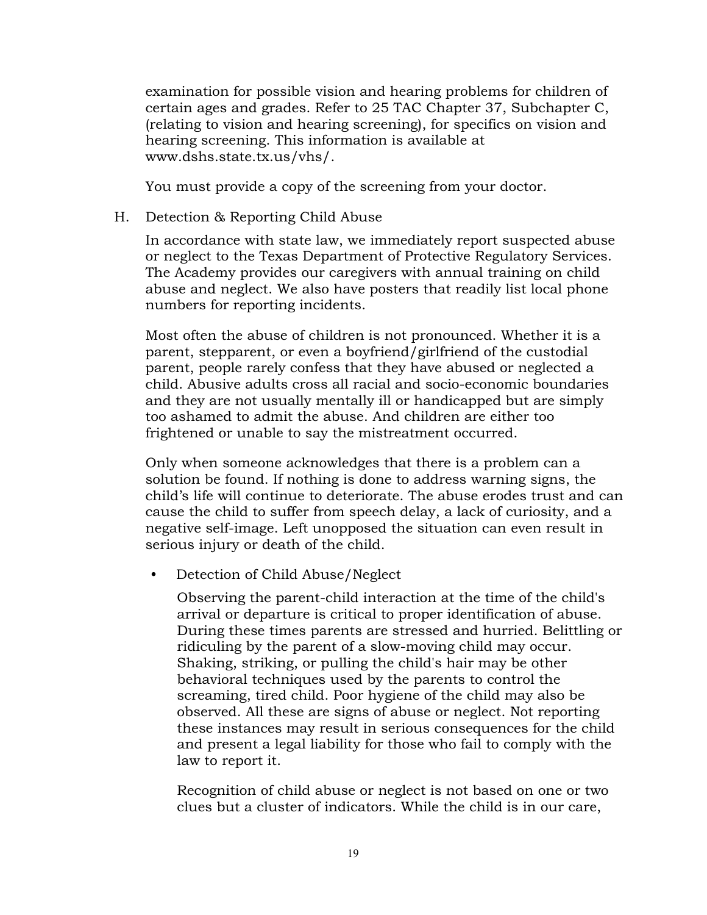examination for possible vision and hearing problems for children of certain ages and grades. Refer to 25 TAC Chapter 37, Subchapter C, (relating to vision and hearing screening), for specifics on vision and hearing screening. This information is available at www.dshs.state.tx.us/vhs/.

You must provide a copy of the screening from your doctor.

H. Detection & Reporting Child Abuse

In accordance with state law, we immediately report suspected abuse or neglect to the Texas Department of Protective Regulatory Services. The Academy provides our caregivers with annual training on child abuse and neglect. We also have posters that readily list local phone numbers for reporting incidents.

Most often the abuse of children is not pronounced. Whether it is a parent, stepparent, or even a boyfriend/girlfriend of the custodial parent, people rarely confess that they have abused or neglected a child. Abusive adults cross all racial and socio-economic boundaries and they are not usually mentally ill or handicapped but are simply too ashamed to admit the abuse. And children are either too frightened or unable to say the mistreatment occurred.

Only when someone acknowledges that there is a problem can a solution be found. If nothing is done to address warning signs, the child's life will continue to deteriorate. The abuse erodes trust and can cause the child to suffer from speech delay, a lack of curiosity, and a negative self-image. Left unopposed the situation can even result in serious injury or death of the child.

- Detection of Child Abuse/Neglect

  Observing the parent-child interaction at the time of the child's arrival or departure is critical to proper identification of abuse. During these times parents are stressed and hurried. Belittling or ridiculing by the parent of a slow-moving child may occur. Shaking, striking, or pulling the child's hair may be other behavioral techniques used by the parents to control the screaming, tired child. Poor hygiene of the child may also be observed. All these are signs of abuse or neglect. Not reporting these instances may result in serious consequences for the child and present a legal liability for those who fail to comply with the law to report it.

  Recognition of child abuse or neglect is not based on one or two clues but a cluster of indicators. While the child is in our care,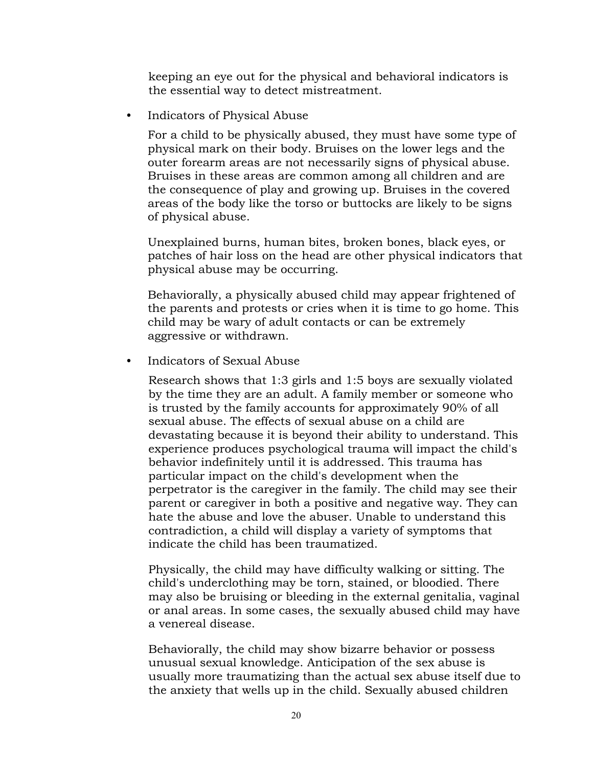keeping an eye out for the physical and behavioral indicators is the essential way to detect mistreatment.

- Indicators of Physical Abuse

  For a child to be physically abused, they must have some type of physical mark on their body. Bruises on the lower legs and the outer forearm areas are not necessarily signs of physical abuse. Bruises in these areas are common among all children and are the consequence of play and growing up. Bruises in the covered areas of the body like the torso or buttocks are likely to be signs of physical abuse.

  Unexplained burns, human bites, broken bones, black eyes, or patches of hair loss on the head are other physical indicators that physical abuse may be occurring.

  Behaviorally, a physically abused child may appear frightened of the parents and protests or cries when it is time to go home. This child may be wary of adult contacts or can be extremely aggressive or withdrawn.

- Indicators of Sexual Abuse

  Research shows that 1:3 girls and 1:5 boys are sexually violated by the time they are an adult. A family member or someone who is trusted by the family accounts for approximately 90% of all sexual abuse. The effects of sexual abuse on a child are devastating because it is beyond their ability to understand. This experience produces psychological trauma will impact the child's behavior indefinitely until it is addressed. This trauma has particular impact on the child's development when the perpetrator is the caregiver in the family. The child may see their parent or caregiver in both a positive and negative way. They can hate the abuse and love the abuser. Unable to understand this contradiction, a child will display a variety of symptoms that indicate the child has been traumatized.

  Physically, the child may have difficulty walking or sitting. The child's underclothing may be torn, stained, or bloodied. There may also be bruising or bleeding in the external genitalia, vaginal or anal areas. In some cases, the sexually abused child may have a venereal disease.

  Behaviorally, the child may show bizarre behavior or possess unusual sexual knowledge. Anticipation of the sex abuse is usually more traumatizing than the actual sex abuse itself due to the anxiety that wells up in the child. Sexually abused children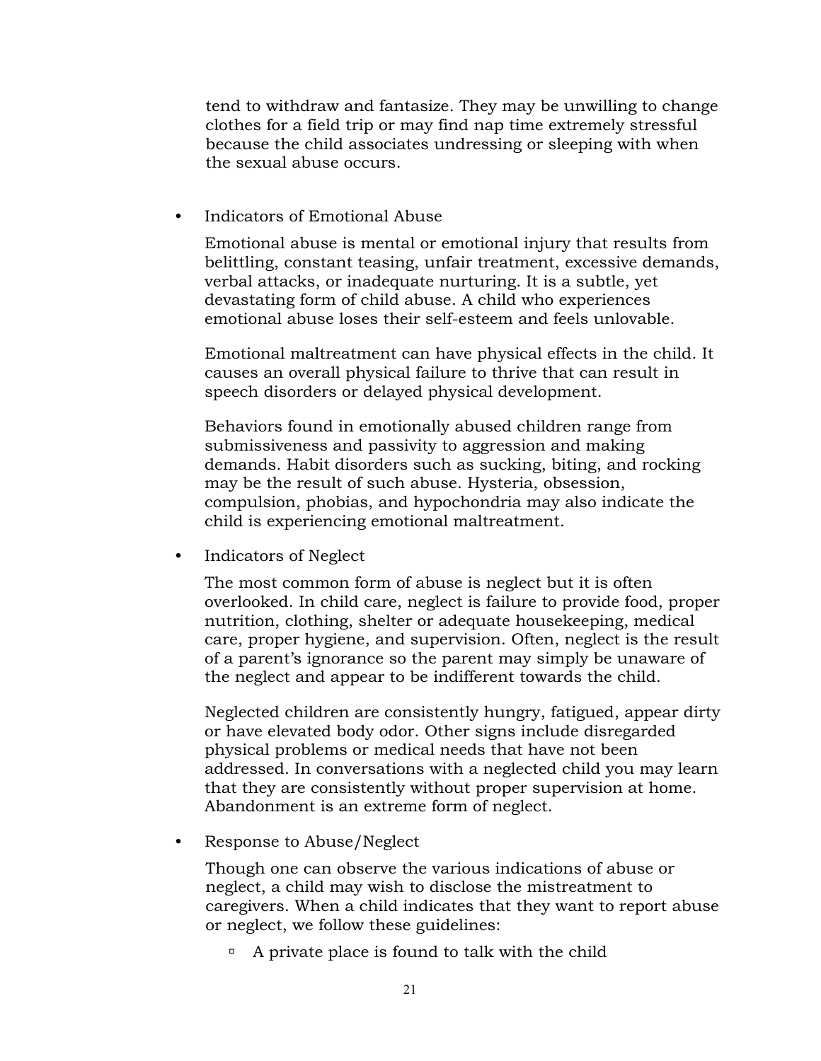tend to withdraw and fantasize. They may be unwilling to change clothes for a field trip or may find nap time extremely stressful because the child associates undressing or sleeping with when the sexual abuse occurs.

- Indicators of Emotional Abuse

  Emotional abuse is mental or emotional injury that results from belittling, constant teasing, unfair treatment, excessive demands, verbal attacks, or inadequate nurturing. It is a subtle, yet devastating form of child abuse. A child who experiences emotional abuse loses their self-esteem and feels unlovable.

  Emotional maltreatment can have physical effects in the child. It causes an overall physical failure to thrive that can result in speech disorders or delayed physical development.

  Behaviors found in emotionally abused children range from submissiveness and passivity to aggression and making demands. Habit disorders such as sucking, biting, and rocking may be the result of such abuse. Hysteria, obsession, compulsion, phobias, and hypochondria may also indicate the child is experiencing emotional maltreatment.

- Indicators of Neglect

  The most common form of abuse is neglect but it is often overlooked. In child care, neglect is failure to provide food, proper nutrition, clothing, shelter or adequate housekeeping, medical care, proper hygiene, and supervision. Often, neglect is the result of a parent's ignorance so the parent may simply be unaware of the neglect and appear to be indifferent towards the child.

  Neglected children are consistently hungry, fatigued, appear dirty or have elevated body odor. Other signs include disregarded physical problems or medical needs that have not been addressed. In conversations with a neglected child you may learn that they are consistently without proper supervision at home. Abandonment is an extreme form of neglect.

- Response to Abuse/Neglect

  Though one can observe the various indications of abuse or neglect, a child may wish to disclose the mistreatment to caregivers. When a child indicates that they want to report abuse or neglect, we follow these guidelines:

  - A private place is found to talk with the child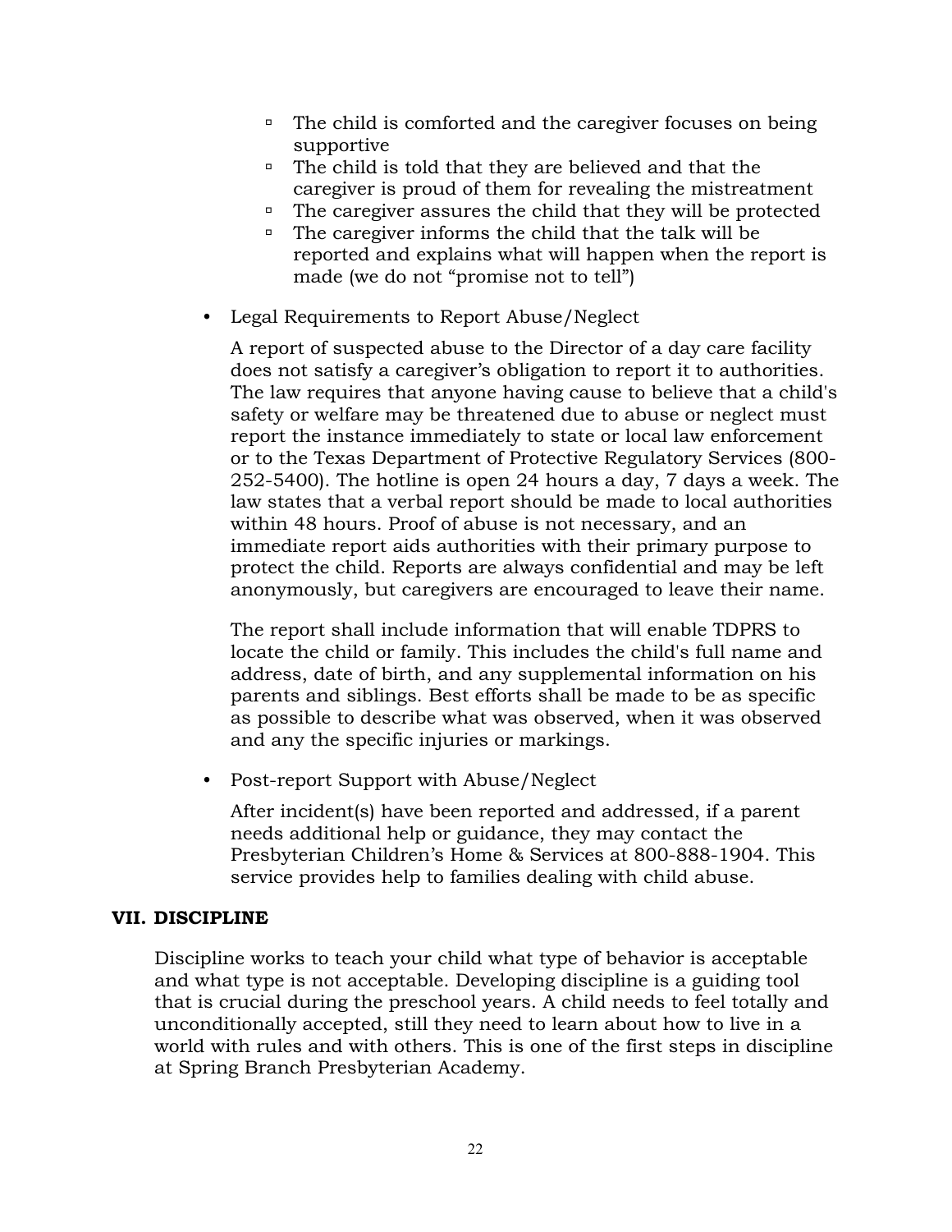- The child is comforted and the caregiver focuses on being supportive
   - The child is told that they are believed and that the caregiver is proud of them for revealing the mistreatment
   - The caregiver assures the child that they will be protected
   - The caregiver informs the child that the talk will be reported and explains what will happen when the report is made (we do not "promise not to tell")

- Legal Requirements to Report Abuse/Neglect

  A report of suspected abuse to the Director of a day care facility does not satisfy a caregiver's obligation to report it to authorities. The law requires that anyone having cause to believe that a child's safety or welfare may be threatened due to abuse or neglect must report the instance immediately to state or local law enforcement or to the Texas Department of Protective Regulatory Services (800-252-5400). The hotline is open 24 hours a day, 7 days a week. The law states that a verbal report should be made to local authorities within 48 hours. Proof of abuse is not necessary, and an immediate report aids authorities with their primary purpose to protect the child. Reports are always confidential and may be left anonymously, but caregivers are encouraged to leave their name.

  The report shall include information that will enable TDPRS to locate the child or family. This includes the child's full name and address, date of birth, and any supplemental information on his parents and siblings. Best efforts shall be made to be as specific as possible to describe what was observed, when it was observed and any the specific injuries or markings.

- Post-report Support with Abuse/Neglect

  After incident(s) have been reported and addressed, if a parent needs additional help or guidance, they may contact the Presbyterian Children's Home & Services at 800-888-1904. This service provides help to families dealing with child abuse.

## VII. DISCIPLINE

Discipline works to teach your child what type of behavior is acceptable and what type is not acceptable. Developing discipline is a guiding tool that is crucial during the preschool years. A child needs to feel totally and unconditionally accepted, still they need to learn about how to live in a world with rules and with others. This is one of the first steps in discipline at Spring Branch Presbyterian Academy.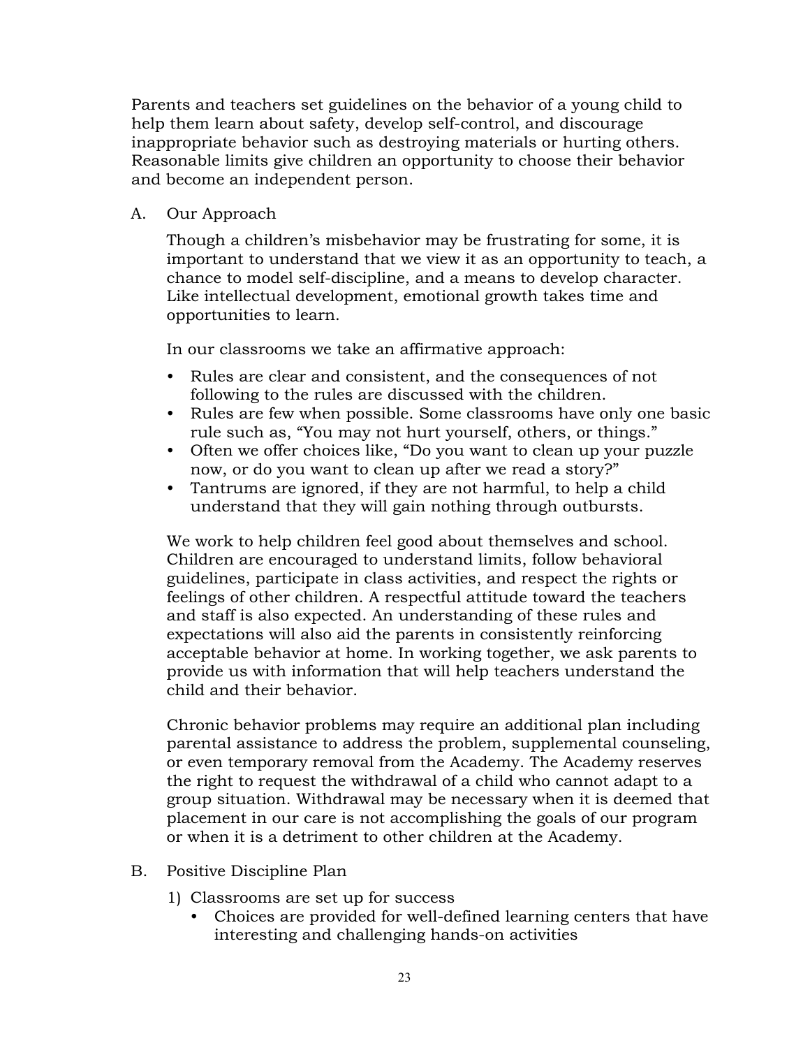Parents and teachers set guidelines on the behavior of a young child to help them learn about safety, develop self-control, and discourage inappropriate behavior such as destroying materials or hurting others. Reasonable limits give children an opportunity to choose their behavior and become an independent person.

A. Our Approach

Though a children's misbehavior may be frustrating for some, it is important to understand that we view it as an opportunity to teach, a chance to model self-discipline, and a means to develop character. Like intellectual development, emotional growth takes time and opportunities to learn.

In our classrooms we take an affirmative approach:

- Rules are clear and consistent, and the consequences of not following to the rules are discussed with the children.
- Rules are few when possible. Some classrooms have only one basic rule such as, "You may not hurt yourself, others, or things."
- Often we offer choices like, "Do you want to clean up your puzzle now, or do you want to clean up after we read a story?"
- Tantrums are ignored, if they are not harmful, to help a child understand that they will gain nothing through outbursts.

We work to help children feel good about themselves and school. Children are encouraged to understand limits, follow behavioral guidelines, participate in class activities, and respect the rights or feelings of other children. A respectful attitude toward the teachers and staff is also expected. An understanding of these rules and expectations will also aid the parents in consistently reinforcing acceptable behavior at home. In working together, we ask parents to provide us with information that will help teachers understand the child and their behavior.

Chronic behavior problems may require an additional plan including parental assistance to address the problem, supplemental counseling, or even temporary removal from the Academy. The Academy reserves the right to request the withdrawal of a child who cannot adapt to a group situation. Withdrawal may be necessary when it is deemed that placement in our care is not accomplishing the goals of our program or when it is a detriment to other children at the Academy.

B. Positive Discipline Plan

1) Classrooms are set up for success
   - Choices are provided for well-defined learning centers that have interesting and challenging hands-on activities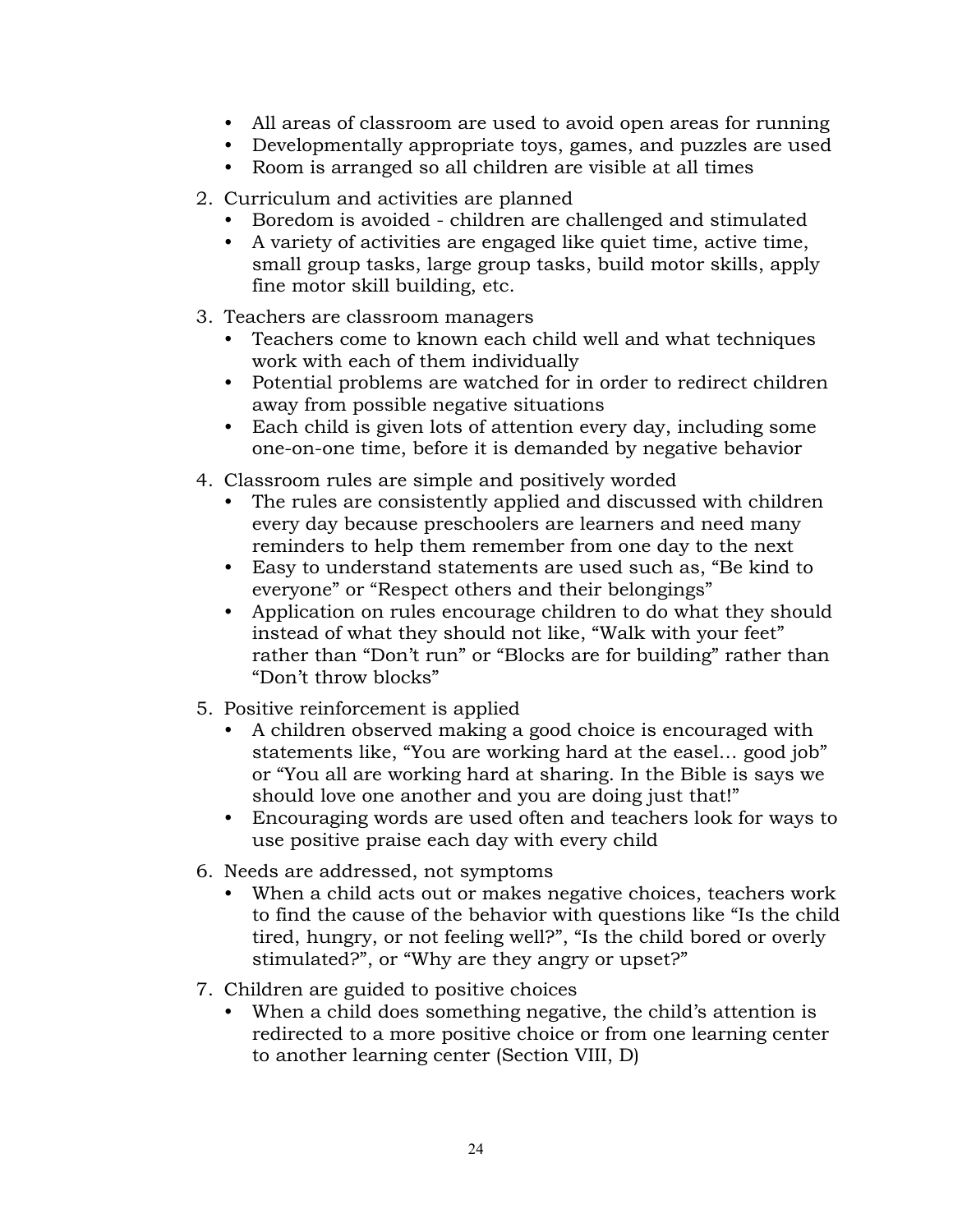- All areas of classroom are used to avoid open areas for running
- Developmentally appropriate toys, games, and puzzles are used
- Room is arranged so all children are visible at all times

2. Curriculum and activities are planned
   - Boredom is avoided - children are challenged and stimulated
   - A variety of activities are engaged like quiet time, active time, small group tasks, large group tasks, build motor skills, apply fine motor skill building, etc.

3. Teachers are classroom managers
   - Teachers come to known each child well and what techniques work with each of them individually
   - Potential problems are watched for in order to redirect children away from possible negative situations
   - Each child is given lots of attention every day, including some one-on-one time, before it is demanded by negative behavior

4. Classroom rules are simple and positively worded
   - The rules are consistently applied and discussed with children every day because preschoolers are learners and need many reminders to help them remember from one day to the next
   - Easy to understand statements are used such as, "Be kind to everyone" or "Respect others and their belongings"
   - Application on rules encourage children to do what they should instead of what they should not like, "Walk with your feet" rather than "Don't run" or "Blocks are for building" rather than "Don't throw blocks"

5. Positive reinforcement is applied
   - A children observed making a good choice is encouraged with statements like, "You are working hard at the easel… good job" or "You all are working hard at sharing. In the Bible is says we should love one another and you are doing just that!"
   - Encouraging words are used often and teachers look for ways to use positive praise each day with every child

6. Needs are addressed, not symptoms
   - When a child acts out or makes negative choices, teachers work to find the cause of the behavior with questions like "Is the child tired, hungry, or not feeling well?", "Is the child bored or overly stimulated?", or "Why are they angry or upset?"

7. Children are guided to positive choices
   - When a child does something negative, the child's attention is redirected to a more positive choice or from one learning center to another learning center (Section VIII, D)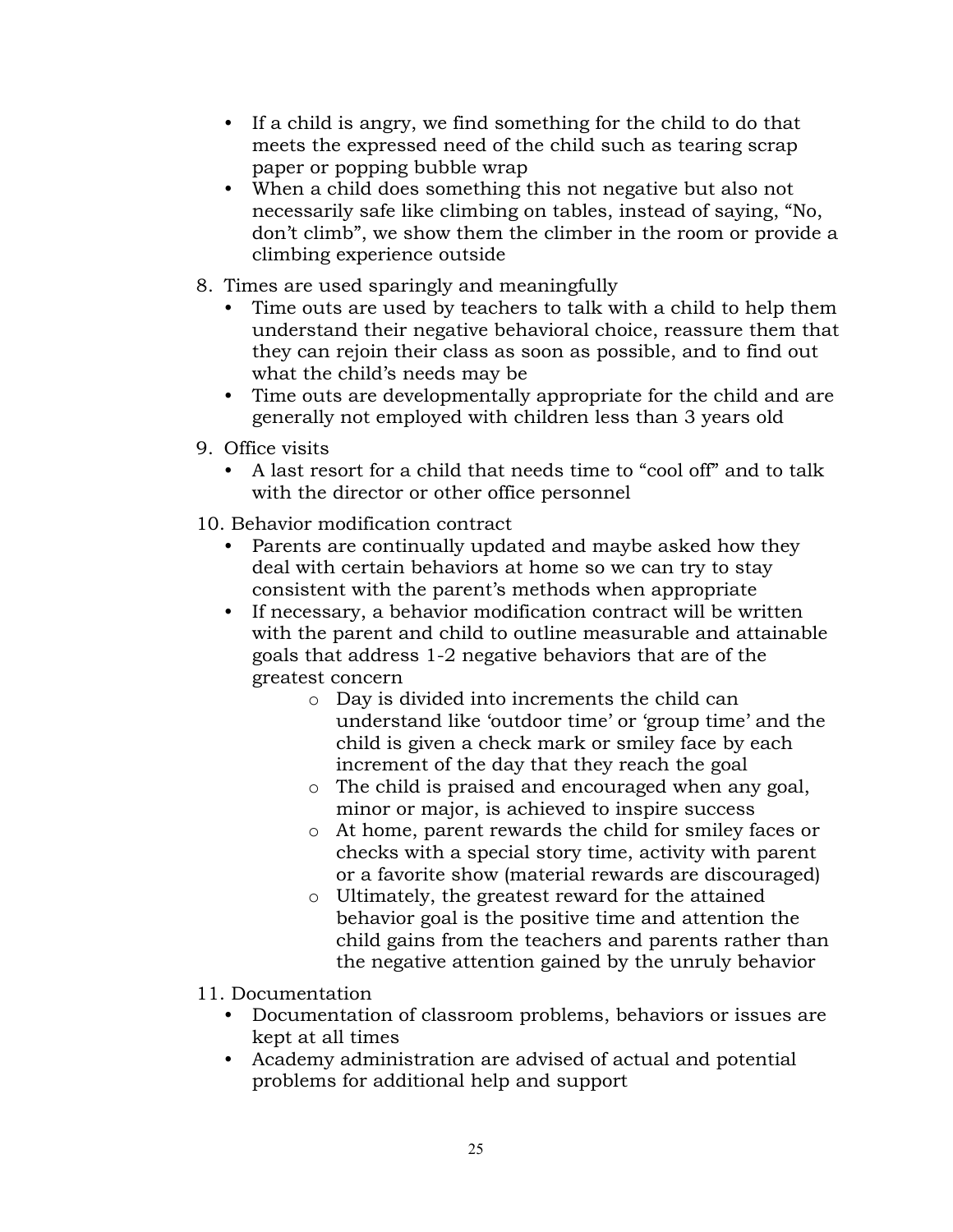- If a child is angry, we find something for the child to do that meets the expressed need of the child such as tearing scrap paper or popping bubble wrap
- When a child does something this not negative but also not necessarily safe like climbing on tables, instead of saying, "No, don't climb", we show them the climber in the room or provide a climbing experience outside

8. Times are used sparingly and meaningfully
   - Time outs are used by teachers to talk with a child to help them understand their negative behavioral choice, reassure them that they can rejoin their class as soon as possible, and to find out what the child's needs may be
   - Time outs are developmentally appropriate for the child and are generally not employed with children less than 3 years old

9. Office visits
   - A last resort for a child that needs time to "cool off" and to talk with the director or other office personnel

10. Behavior modification contract
    - Parents are continually updated and maybe asked how they deal with certain behaviors at home so we can try to stay consistent with the parent's methods when appropriate
    - If necessary, a behavior modification contract will be written with the parent and child to outline measurable and attainable goals that address 1-2 negative behaviors that are of the greatest concern
      - Day is divided into increments the child can understand like 'outdoor time' or 'group time' and the child is given a check mark or smiley face by each increment of the day that they reach the goal
      - The child is praised and encouraged when any goal, minor or major, is achieved to inspire success
      - At home, parent rewards the child for smiley faces or checks with a special story time, activity with parent or a favorite show (material rewards are discouraged)
      - Ultimately, the greatest reward for the attained behavior goal is the positive time and attention the child gains from the teachers and parents rather than the negative attention gained by the unruly behavior

11. Documentation
    - Documentation of classroom problems, behaviors or issues are kept at all times
    - Academy administration are advised of actual and potential problems for additional help and support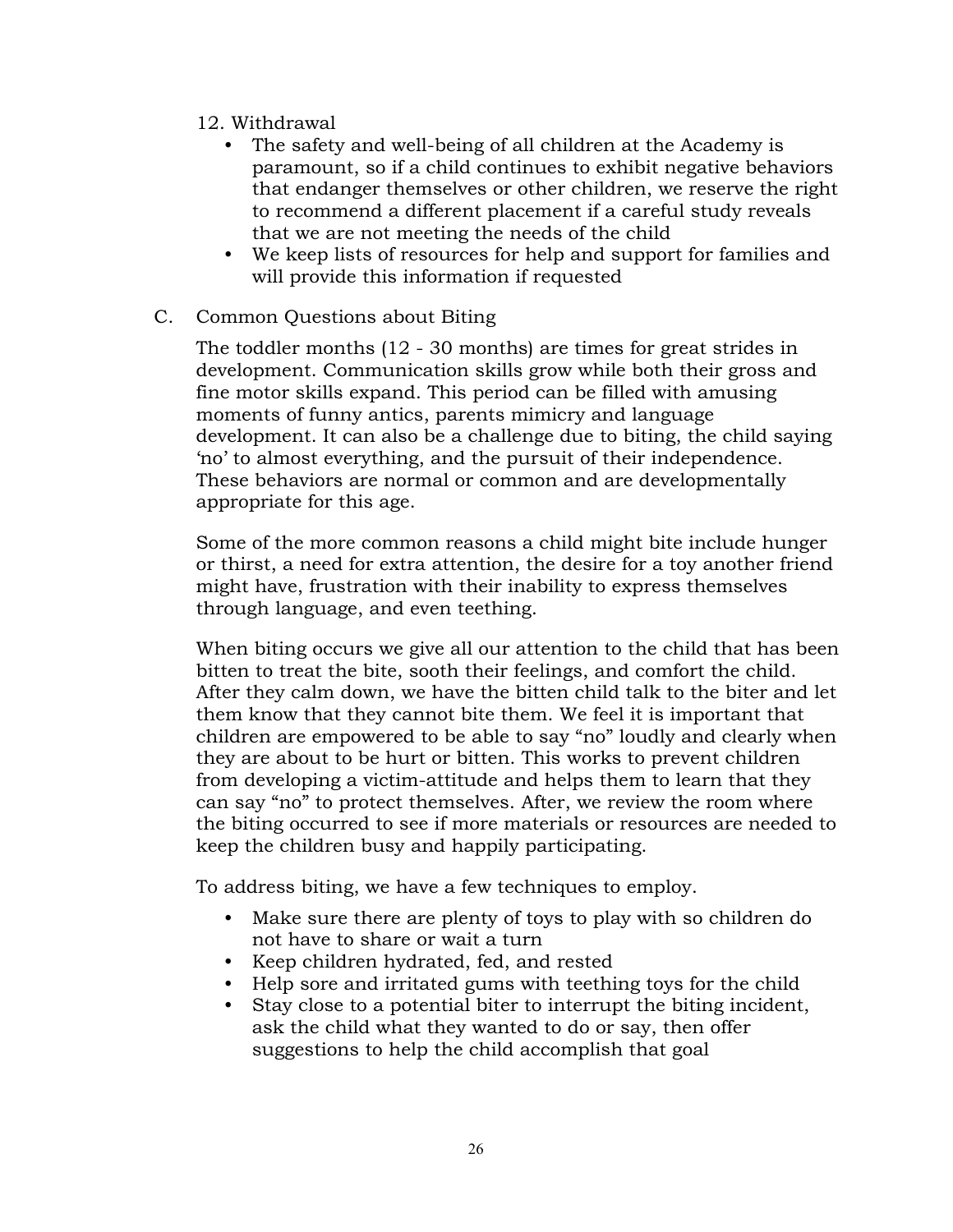12. Withdrawal
    - The safety and well-being of all children at the Academy is paramount, so if a child continues to exhibit negative behaviors that endanger themselves or other children, we reserve the right to recommend a different placement if a careful study reveals that we are not meeting the needs of the child
    - We keep lists of resources for help and support for families and will provide this information if requested

C. Common Questions about Biting

The toddler months (12 - 30 months) are times for great strides in development. Communication skills grow while both their gross and fine motor skills expand. This period can be filled with amusing moments of funny antics, parents mimicry and language development. It can also be a challenge due to biting, the child saying 'no' to almost everything, and the pursuit of their independence. These behaviors are normal or common and are developmentally appropriate for this age.

Some of the more common reasons a child might bite include hunger or thirst, a need for extra attention, the desire for a toy another friend might have, frustration with their inability to express themselves through language, and even teething.

When biting occurs we give all our attention to the child that has been bitten to treat the bite, sooth their feelings, and comfort the child. After they calm down, we have the bitten child talk to the biter and let them know that they cannot bite them. We feel it is important that children are empowered to be able to say "no" loudly and clearly when they are about to be hurt or bitten. This works to prevent children from developing a victim-attitude and helps them to learn that they can say "no" to protect themselves. After, we review the room where the biting occurred to see if more materials or resources are needed to keep the children busy and happily participating.

To address biting, we have a few techniques to employ.

- Make sure there are plenty of toys to play with so children do not have to share or wait a turn
- Keep children hydrated, fed, and rested
- Help sore and irritated gums with teething toys for the child
- Stay close to a potential biter to interrupt the biting incident, ask the child what they wanted to do or say, then offer suggestions to help the child accomplish that goal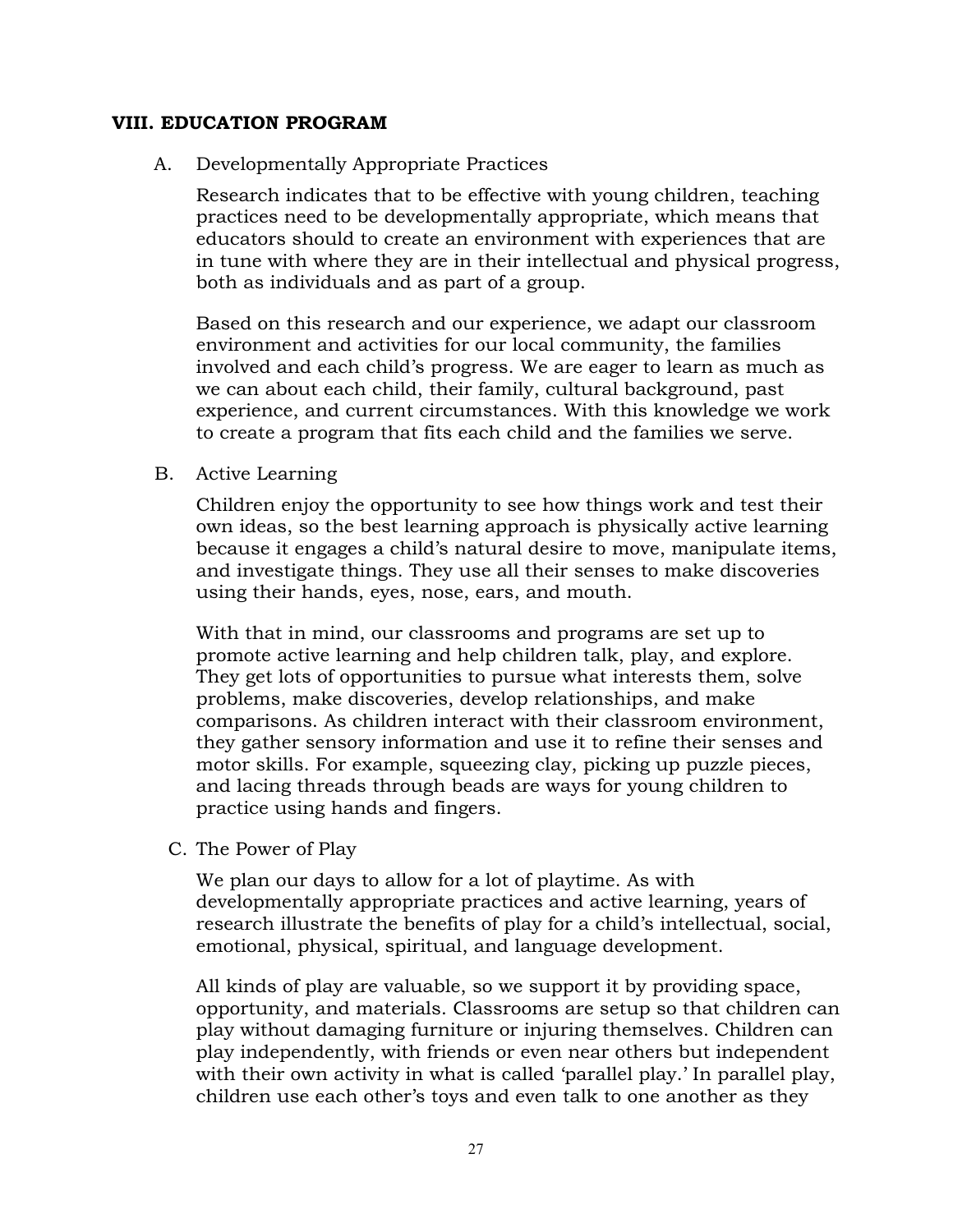## VIII. EDUCATION PROGRAM

A. Developmentally Appropriate Practices

Research indicates that to be effective with young children, teaching practices need to be developmentally appropriate, which means that educators should to create an environment with experiences that are in tune with where they are in their intellectual and physical progress, both as individuals and as part of a group.

Based on this research and our experience, we adapt our classroom environment and activities for our local community, the families involved and each child's progress. We are eager to learn as much as we can about each child, their family, cultural background, past experience, and current circumstances. With this knowledge we work to create a program that fits each child and the families we serve.

B. Active Learning

Children enjoy the opportunity to see how things work and test their own ideas, so the best learning approach is physically active learning because it engages a child's natural desire to move, manipulate items, and investigate things. They use all their senses to make discoveries using their hands, eyes, nose, ears, and mouth.

With that in mind, our classrooms and programs are set up to promote active learning and help children talk, play, and explore. They get lots of opportunities to pursue what interests them, solve problems, make discoveries, develop relationships, and make comparisons. As children interact with their classroom environment, they gather sensory information and use it to refine their senses and motor skills. For example, squeezing clay, picking up puzzle pieces, and lacing threads through beads are ways for young children to practice using hands and fingers.

C. The Power of Play

We plan our days to allow for a lot of playtime. As with developmentally appropriate practices and active learning, years of research illustrate the benefits of play for a child's intellectual, social, emotional, physical, spiritual, and language development.

All kinds of play are valuable, so we support it by providing space, opportunity, and materials. Classrooms are setup so that children can play without damaging furniture or injuring themselves. Children can play independently, with friends or even near others but independent with their own activity in what is called 'parallel play.' In parallel play, children use each other's toys and even talk to one another as they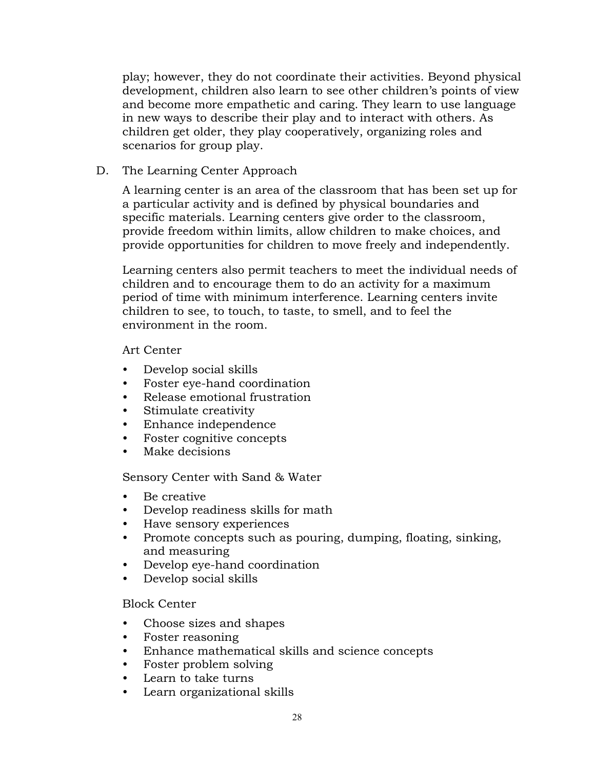play; however, they do not coordinate their activities. Beyond physical development, children also learn to see other children's points of view and become more empathetic and caring. They learn to use language in new ways to describe their play and to interact with others. As children get older, they play cooperatively, organizing roles and scenarios for group play.

D. The Learning Center Approach

A learning center is an area of the classroom that has been set up for a particular activity and is defined by physical boundaries and specific materials. Learning centers give order to the classroom, provide freedom within limits, allow children to make choices, and provide opportunities for children to move freely and independently.

Learning centers also permit teachers to meet the individual needs of children and to encourage them to do an activity for a maximum period of time with minimum interference. Learning centers invite children to see, to touch, to taste, to smell, and to feel the environment in the room.

Art Center

- Develop social skills
- Foster eye-hand coordination
- Release emotional frustration
- Stimulate creativity
- Enhance independence
- Foster cognitive concepts
- Make decisions

Sensory Center with Sand & Water

- Be creative
- Develop readiness skills for math
- Have sensory experiences
- Promote concepts such as pouring, dumping, floating, sinking, and measuring
- Develop eye-hand coordination
- Develop social skills

Block Center

- Choose sizes and shapes
- Foster reasoning
- Enhance mathematical skills and science concepts
- Foster problem solving
- Learn to take turns
- Learn organizational skills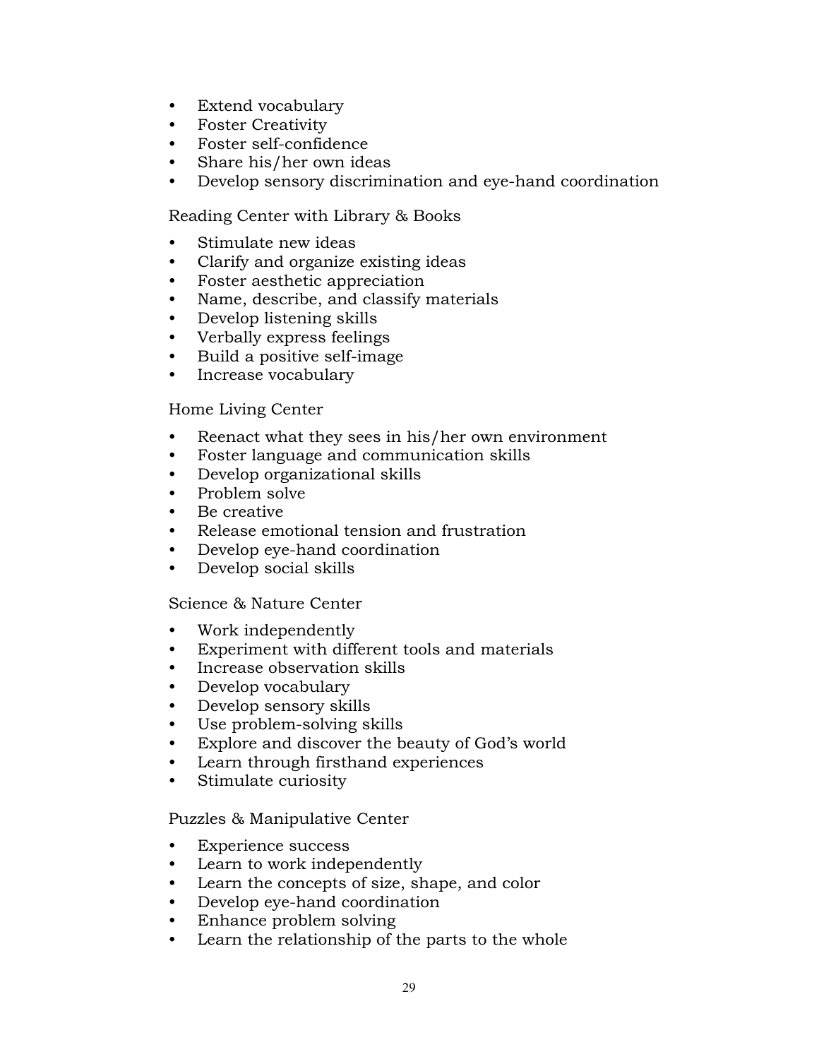- Extend vocabulary
- Foster Creativity
- Foster self-confidence
- Share his/her own ideas
- Develop sensory discrimination and eye-hand coordination

Reading Center with Library & Books

- Stimulate new ideas
- Clarify and organize existing ideas
- Foster aesthetic appreciation
- Name, describe, and classify materials
- Develop listening skills
- Verbally express feelings
- Build a positive self-image
- Increase vocabulary

Home Living Center

- Reenact what they sees in his/her own environment
- Foster language and communication skills
- Develop organizational skills
- Problem solve
- Be creative
- Release emotional tension and frustration
- Develop eye-hand coordination
- Develop social skills

Science & Nature Center

- Work independently
- Experiment with different tools and materials
- Increase observation skills
- Develop vocabulary
- Develop sensory skills
- Use problem-solving skills
- Explore and discover the beauty of God's world
- Learn through firsthand experiences
- Stimulate curiosity

Puzzles & Manipulative Center

- Experience success
- Learn to work independently
- Learn the concepts of size, shape, and color
- Develop eye-hand coordination
- Enhance problem solving
- Learn the relationship of the parts to the whole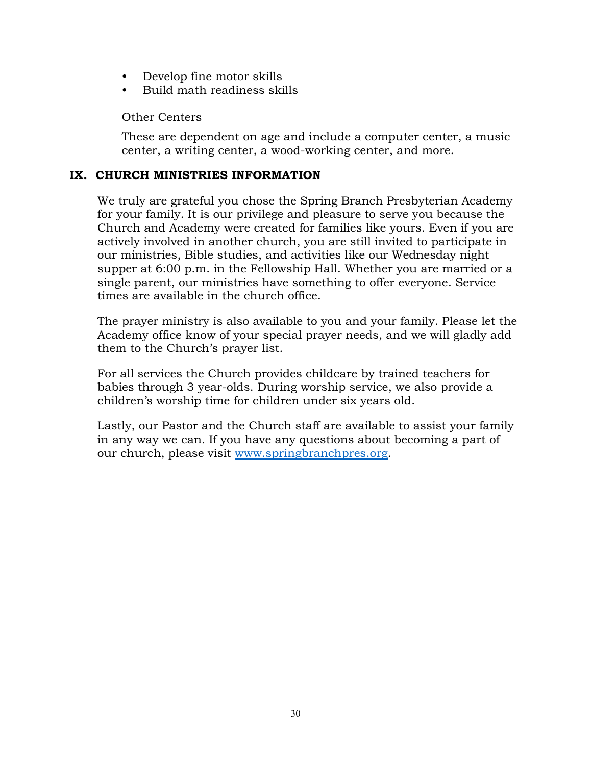- Develop fine motor skills
- Build math readiness skills

Other Centers

These are dependent on age and include a computer center, a music center, a writing center, a wood-working center, and more.

## IX. CHURCH MINISTRIES INFORMATION

We truly are grateful you chose the Spring Branch Presbyterian Academy for your family. It is our privilege and pleasure to serve you because the Church and Academy were created for families like yours. Even if you are actively involved in another church, you are still invited to participate in our ministries, Bible studies, and activities like our Wednesday night supper at 6:00 p.m. in the Fellowship Hall. Whether you are married or a single parent, our ministries have something to offer everyone. Service times are available in the church office.

The prayer ministry is also available to you and your family. Please let the Academy office know of your special prayer needs, and we will gladly add them to the Church's prayer list.

For all services the Church provides childcare by trained teachers for babies through 3 year-olds. During worship service, we also provide a children's worship time for children under six years old.

Lastly, our Pastor and the Church staff are available to assist your family in any way we can. If you have any questions about becoming a part of our church, please visit [www.springbranchpres.org](http://www.springbranchpres.org).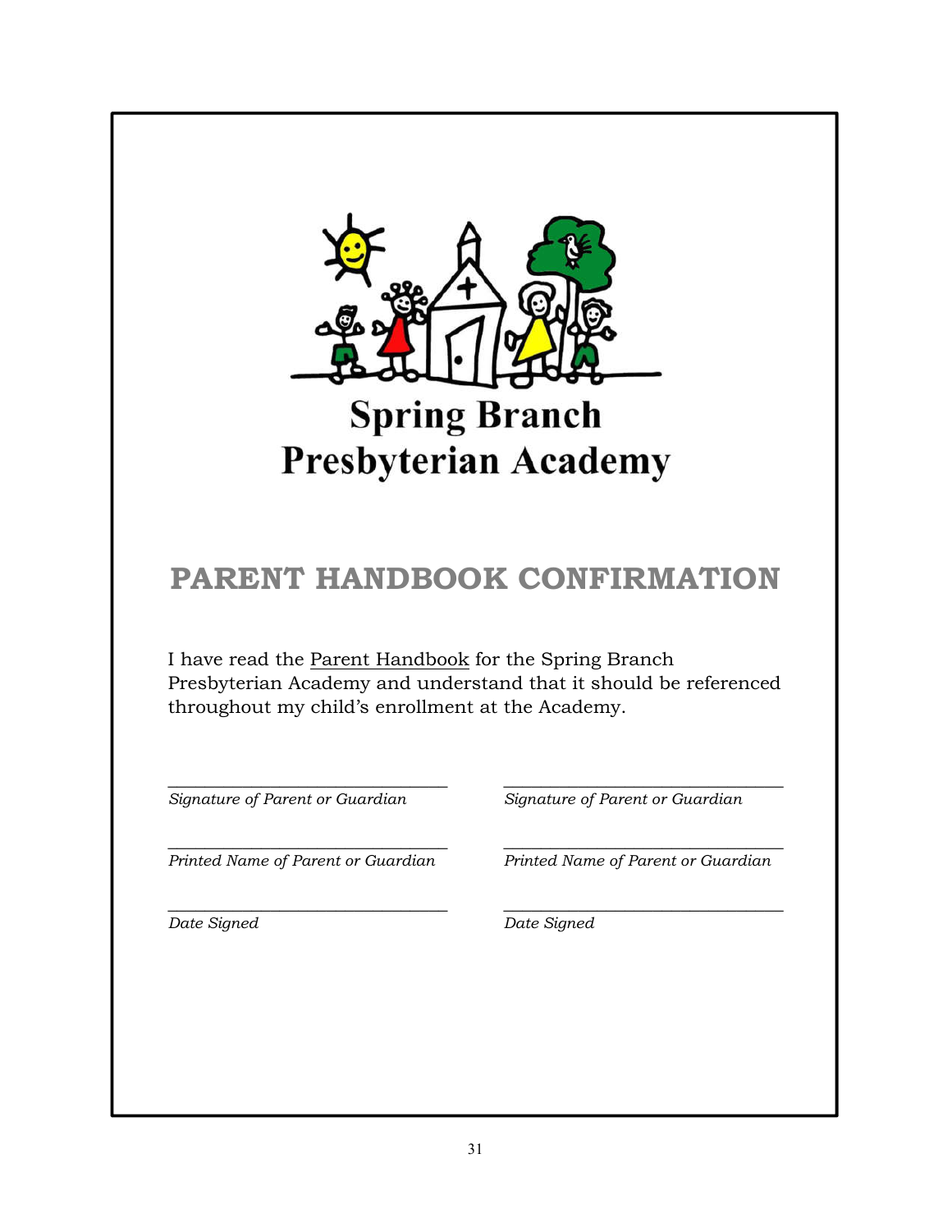# Spring Branch Presbyterian Academy

## PARENT HANDBOOK CONFIRMATION

I have read the Parent Handbook for the Spring Branch Presbyterian Academy and understand that it should be referenced throughout my child's enrollment at the Academy.

| | |
|---|---|
| ________________________________ | ________________________________ |
| *Signature of Parent or Guardian* | *Signature of Parent or Guardian* |
| ________________________________ | ________________________________ |
| *Printed Name of Parent or Guardian* | *Printed Name of Parent or Guardian* |
| ________________________________ | ________________________________ |
| *Date Signed* | *Date Signed* |